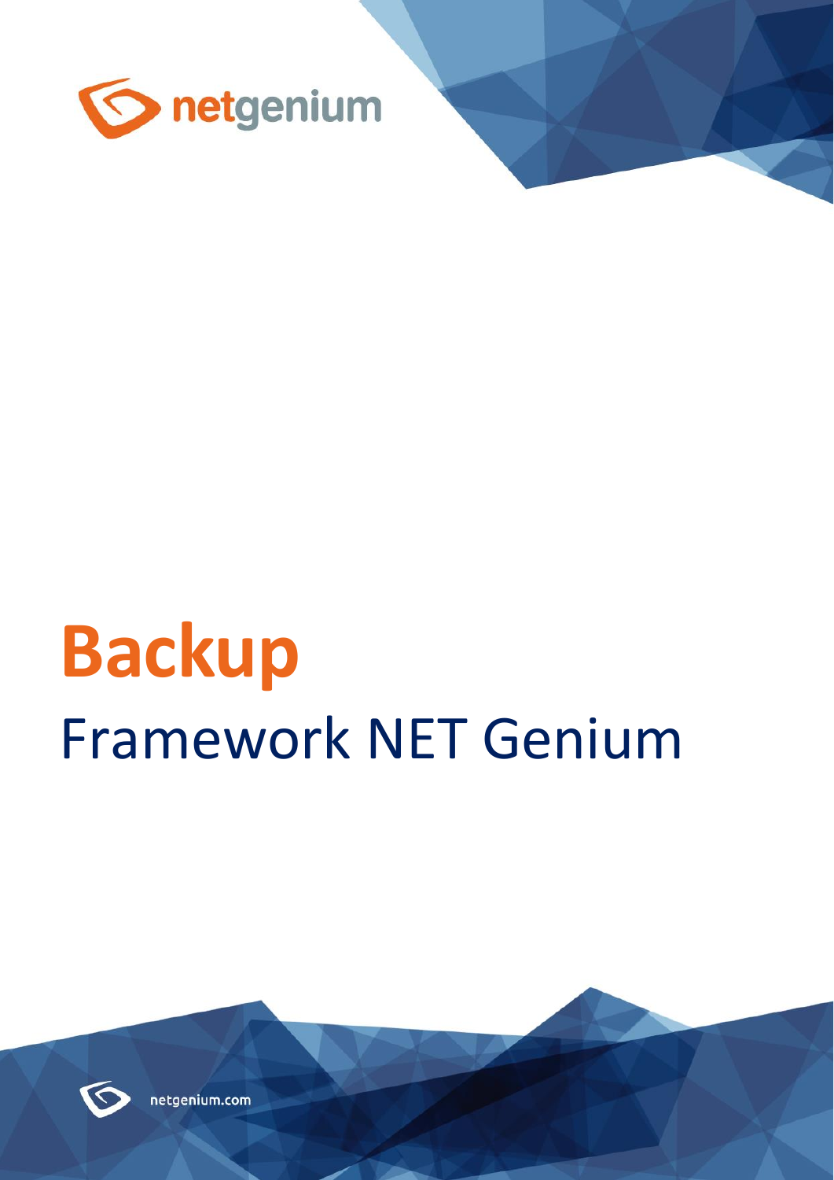netgenium

# Backup

## Framework NET Genium

netgenium.com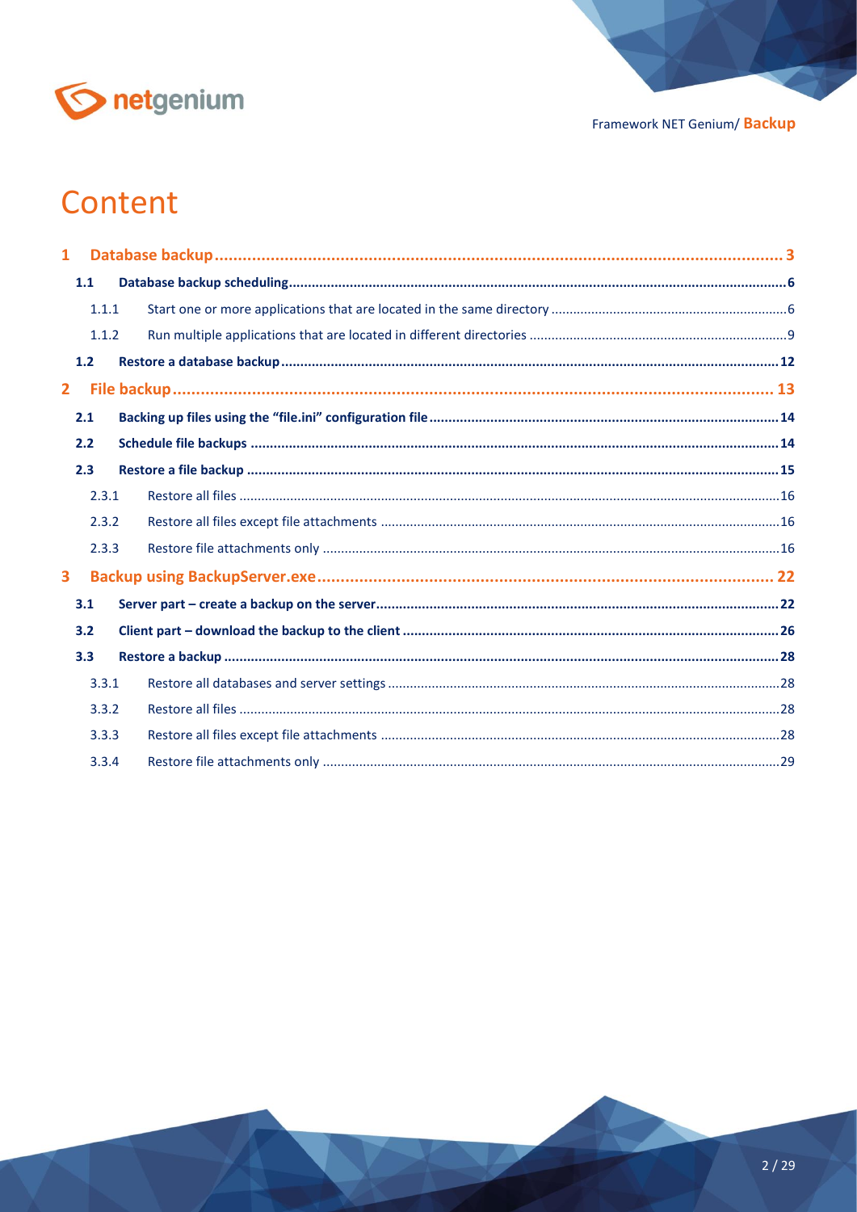# Content

- **1 Database backup** ........ 3
  - **1.1 Database backup scheduling** ........ 6
    - 1.1.1 Start one or more applications that are located in the same directory ........ 6
    - 1.1.2 Run multiple applications that are located in different directories ........ 9
  - **1.2 Restore a database backup** ........ 12
- **2 File backup** ........ 13
  - **2.1 Backing up files using the “file.ini” configuration file** ........ 14
  - **2.2 Schedule file backups** ........ 14
  - **2.3 Restore a file backup** ........ 15
    - 2.3.1 Restore all files ........ 16
    - 2.3.2 Restore all files except file attachments ........ 16
    - 2.3.3 Restore file attachments only ........ 16
- **3 Backup using BackupServer.exe** ........ 22
  - **3.1 Server part – create a backup on the server** ........ 22
  - **3.2 Client part – download the backup to the client** ........ 26
  - **3.3 Restore a backup** ........ 28
    - 3.3.1 Restore all databases and server settings ........ 28
    - 3.3.2 Restore all files ........ 28
    - 3.3.3 Restore all files except file attachments ........ 28
    - 3.3.4 Restore file attachments only ........ 29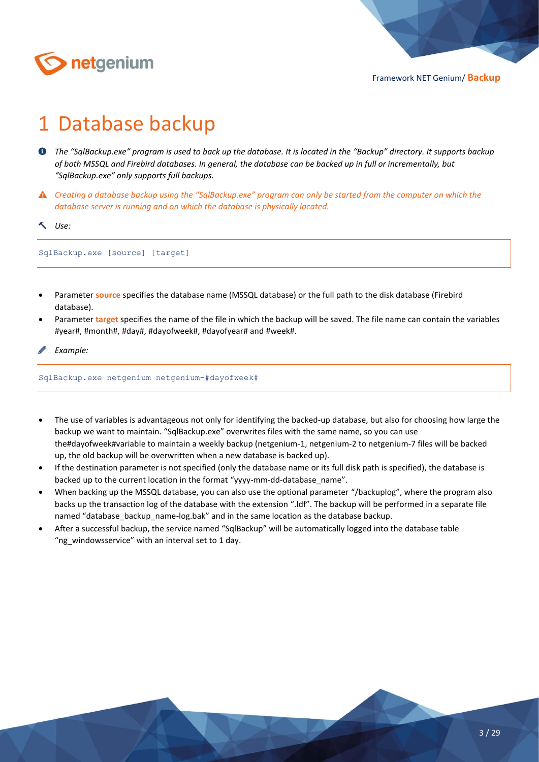# 1 Database backup

*The "SqlBackup.exe" program is used to back up the database. It is located in the "Backup" directory. It supports backup of both MSSQL and Firebird databases. In general, the database can be backed up in full or incrementally, but "SqlBackup.exe" only supports full backups.*

*Creating a database backup using the "SqlBackup.exe" program can only be started from the computer on which the database server is running and on which the database is physically located.*

*Use:*

```
SqlBackup.exe [source] [target]
```

- Parameter **source** specifies the database name (MSSQL database) or the full path to the disk database (Firebird database).
- Parameter **target** specifies the name of the file in which the backup will be saved. The file name can contain the variables #year#, #month#, #day#, #dayofweek#, #dayofyear# and #week#.

*Example:*

```
SqlBackup.exe netgenium netgenium-#dayofweek#
```

- The use of variables is advantageous not only for identifying the backed-up database, but also for choosing how large the backup we want to maintain. "SqlBackup.exe" overwrites files with the same name, so you can use the#dayofweek#variable to maintain a weekly backup (netgenium-1, netgenium-2 to netgenium-7 files will be backed up, the old backup will be overwritten when a new database is backed up).
- If the destination parameter is not specified (only the database name or its full disk path is specified), the database is backed up to the current location in the format "yyyy-mm-dd-database_name".
- When backing up the MSSQL database, you can also use the optional parameter "/backuplog", where the program also backs up the transaction log of the database with the extension ".ldf". The backup will be performed in a separate file named "database_backup_name-log.bak" and in the same location as the database backup.
- After a successful backup, the service named "SqlBackup" will be automatically logged into the database table "ng_windowsservice" with an interval set to 1 day.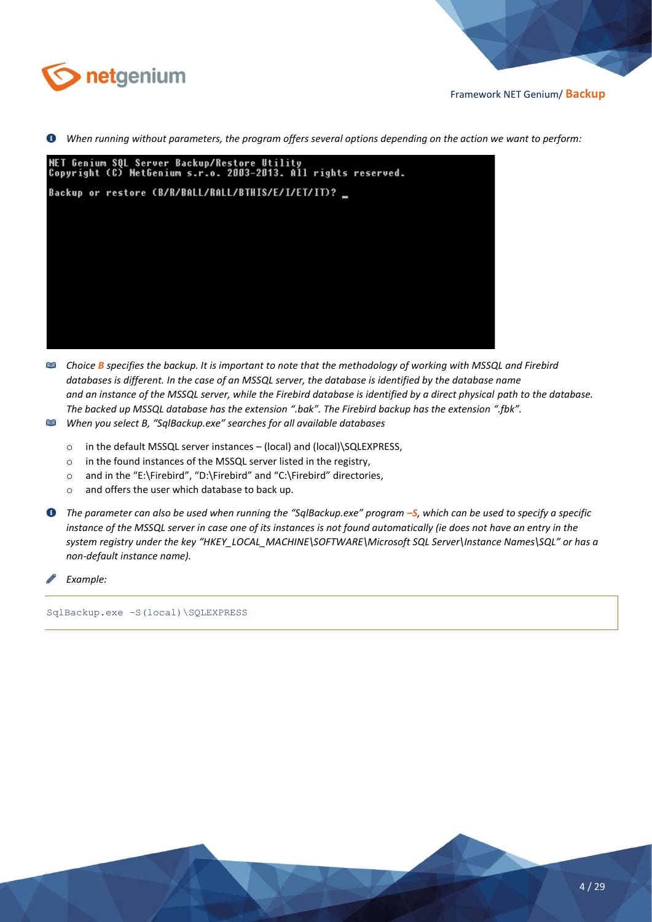*When running without parameters, the program offers several options depending on the action we want to perform:*

```
NET Genium SQL Server Backup/Restore Utility
Copyright (C) NetGenium s.r.o. 2003-2013. All rights reserved.

Backup or restore (B/R/BALL/RALL/BTHIS/E/I/ET/IT)? _
```

*Choice **B** specifies the backup. It is important to note that the methodology of working with MSSQL and Firebird databases is different. In the case of an MSSQL server, the database is identified by the database name and an instance of the MSSQL server, while the Firebird database is identified by a direct physical path to the database. The backed up MSSQL database has the extension ".bak". The Firebird backup has the extension ".fbk".*

*When you select B, "SqlBackup.exe" searches for all available databases*

- in the default MSSQL server instances – (local) and (local)\SQLEXPRESS,
- in the found instances of the MSSQL server listed in the registry,
- and in the "E:\Firebird", "D:\Firebird" and "C:\Firebird" directories,
- and offers the user which database to back up.

*The parameter can also be used when running the "SqlBackup.exe" program **–S**, which can be used to specify a specific instance of the MSSQL server in case one of its instances is not found automatically (ie does not have an entry in the system registry under the key "HKEY_LOCAL_MACHINE\SOFTWARE\Microsoft SQL Server\Instance Names\SQL" or has a non-default instance name).*

*Example:*

```
SqlBackup.exe -S(local)\SQLEXPRESS
```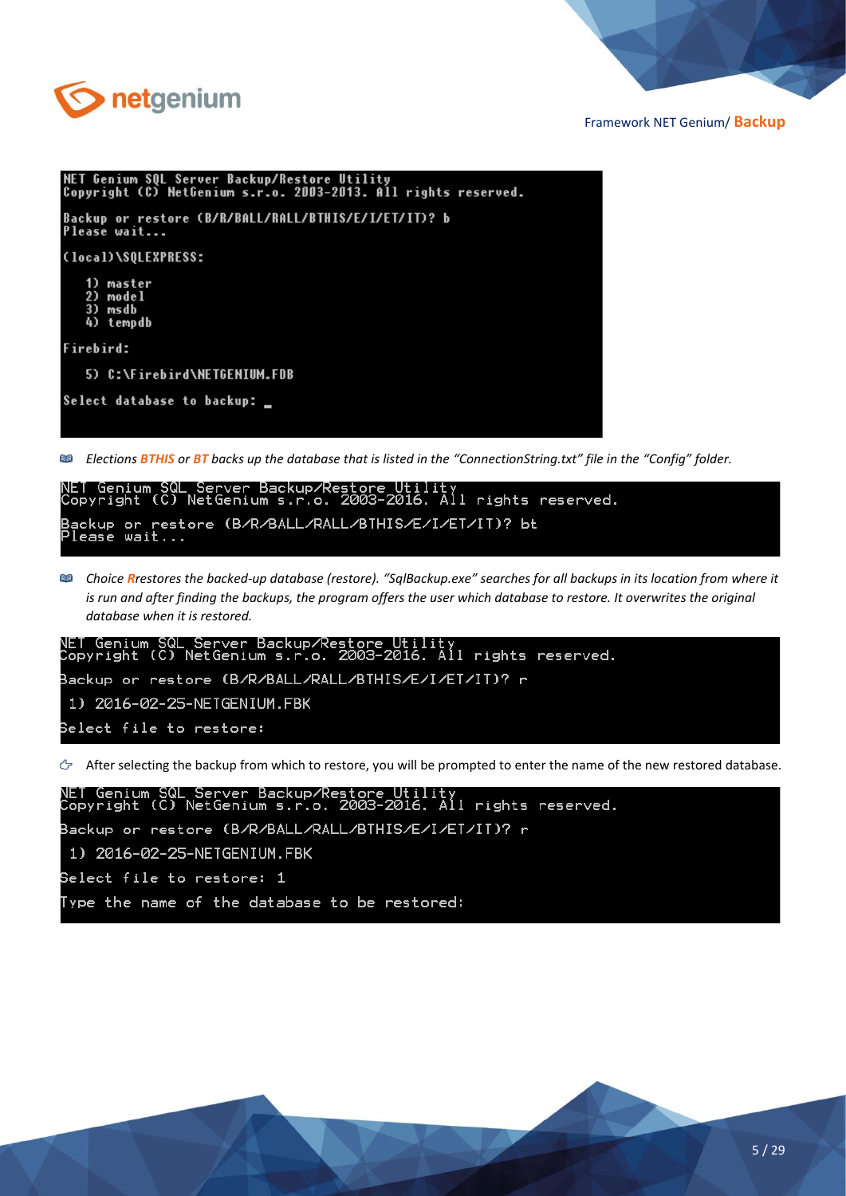```
NET Genium SQL Server Backup/Restore Utility
Copyright (C) NetGenium s.r.o. 2003-2013. All rights reserved.

Backup or restore (B/R/BALL/RALL/BTHIS/E/I/ET/IT)? b
Please wait...

(local)\SQLEXPRESS:

   1) master
   2) model
   3) msdb
   4) tempdb

Firebird:

   5) C:\Firebird\NETGENIUM.FDB

Select database to backup: _
```

*Elections **BTHIS** or **BT** backs up the database that is listed in the "ConnectionString.txt" file in the "Config" folder.*

```
NET Genium SQL Server Backup/Restore Utility
Copyright (C) NetGenium s.r.o. 2003-2016. All rights reserved.

Backup or restore (B/R/BALL/RALL/BTHIS/E/I/ET/IT)? bt
Please wait...
```

*Choice **R**restores the backed-up database (restore). "SqlBackup.exe" searches for all backups in its location from where it is run and after finding the backups, the program offers the user which database to restore. It overwrites the original database when it is restored.*

```
NET Genium SQL Server Backup/Restore Utility
Copyright (C) NetGenium s.r.o. 2003-2016. All rights reserved.

Backup or restore (B/R/BALL/RALL/BTHIS/E/I/ET/IT)? r

 1) 2016-02-25-NETGENIUM.FBK

Select file to restore:
```

After selecting the backup from which to restore, you will be prompted to enter the name of the new restored database.

```
NET Genium SQL Server Backup/Restore Utility
Copyright (C) NetGenium s.r.o. 2003-2016. All rights reserved.

Backup or restore (B/R/BALL/RALL/BTHIS/E/I/ET/IT)? r

 1) 2016-02-25-NETGENIUM.FBK

Select file to restore: 1

Type the name of the database to be restored:
```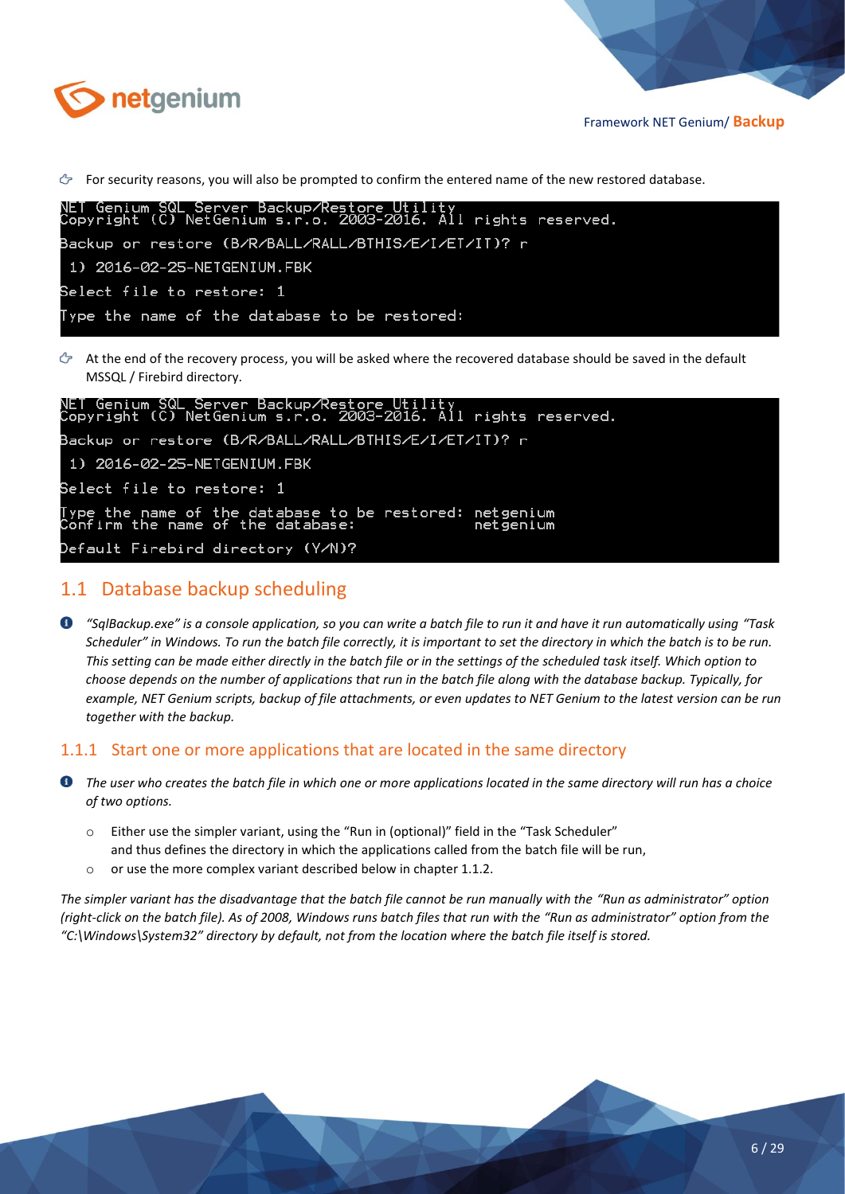- For security reasons, you will also be prompted to confirm the entered name of the new restored database.

```
NET Genium SQL Server Backup/Restore Utility
Copyright (C) NetGenium s.r.o. 2003-2016. All rights reserved.

Backup or restore (B/R/BALL/RALL/BTHIS/E/I/ET/IT)? r

 1) 2016-02-25-NETGENIUM.FBK

Select file to restore: 1

Type the name of the database to be restored:
```

- At the end of the recovery process, you will be asked where the recovered database should be saved in the default MSSQL / Firebird directory.

```
NET Genium SQL Server Backup/Restore Utility
Copyright (C) NetGenium s.r.o. 2003-2016. All rights reserved.

Backup or restore (B/R/BALL/RALL/BTHIS/E/I/ET/IT)? r

 1) 2016-02-25-NETGENIUM.FBK

Select file to restore: 1

Type the name of the database to be restored: netgenium
Confirm the name of the database:             netgenium

Default Firebird directory (Y/N)?
```

## 1.1 Database backup scheduling

- *"SqlBackup.exe" is a console application, so you can write a batch file to run it and have it run automatically using "Task Scheduler" in Windows. To run the batch file correctly, it is important to set the directory in which the batch is to be run. This setting can be made either directly in the batch file or in the settings of the scheduled task itself. Which option to choose depends on the number of applications that run in the batch file along with the database backup. Typically, for example, NET Genium scripts, backup of file attachments, or even updates to NET Genium to the latest version can be run together with the backup.*

### 1.1.1 Start one or more applications that are located in the same directory

- *The user who creates the batch file in which one or more applications located in the same directory will run has a choice of two options.*
  - Either use the simpler variant, using the "Run in (optional)" field in the "Task Scheduler" and thus defines the directory in which the applications called from the batch file will be run,
  - or use the more complex variant described below in chapter 1.1.2.

*The simpler variant has the disadvantage that the batch file cannot be run manually with the "Run as administrator" option (right-click on the batch file). As of 2008, Windows runs batch files that run with the "Run as administrator" option from the "C:\Windows\System32" directory by default, not from the location where the batch file itself is stored.*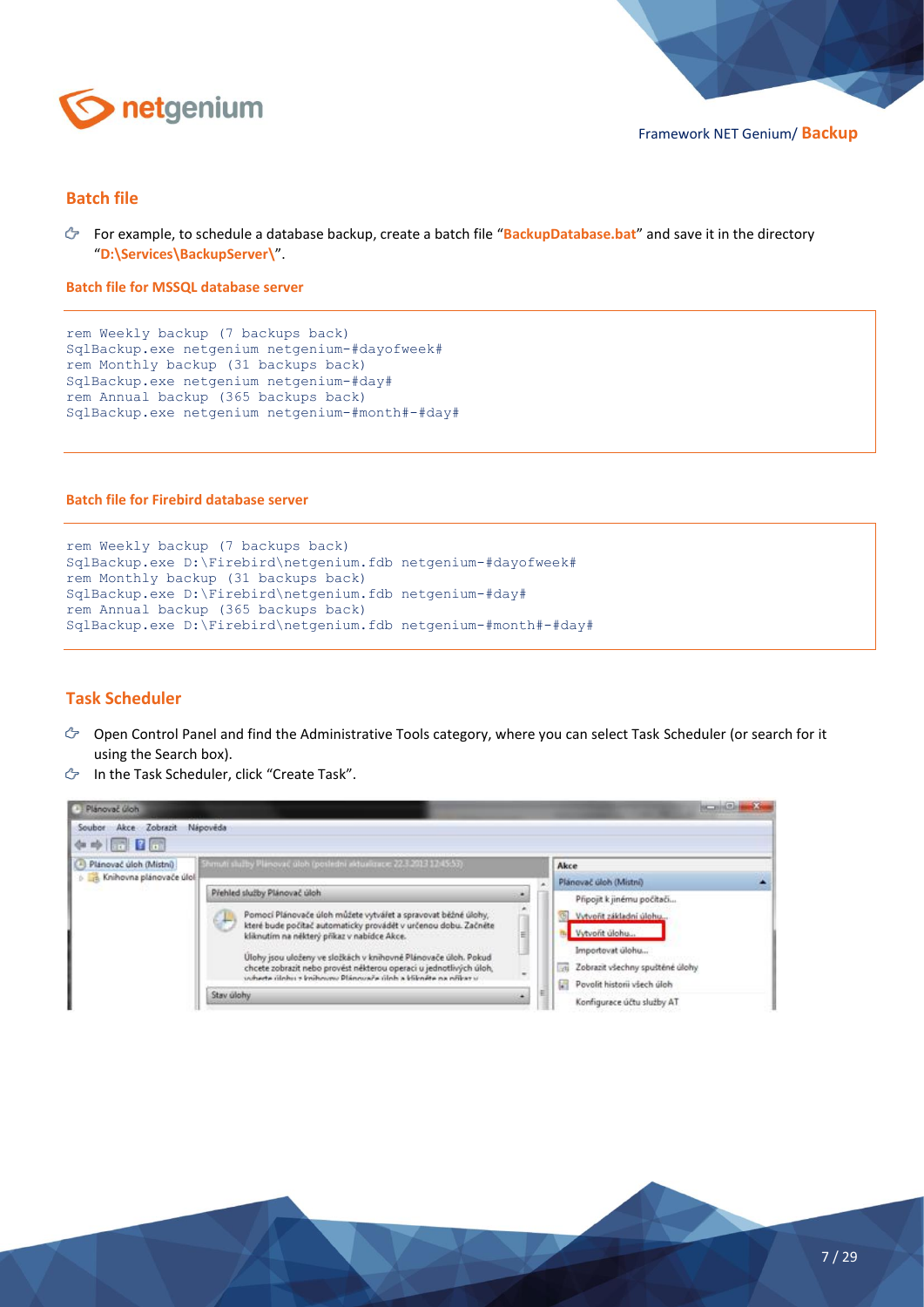## Batch file

- For example, to schedule a database backup, create a batch file "**BackupDatabase.bat**" and save it in the directory "**D:\Services\BackupServer\**".

### Batch file for MSSQL database server

```
rem Weekly backup (7 backups back)
SqlBackup.exe netgenium netgenium-#dayofweek#
rem Monthly backup (31 backups back)
SqlBackup.exe netgenium netgenium-#day#
rem Annual backup (365 backups back)
SqlBackup.exe netgenium netgenium-#month#-#day#
```

### Batch file for Firebird database server

```
rem Weekly backup (7 backups back)
SqlBackup.exe D:\Firebird\netgenium.fdb netgenium-#dayofweek#
rem Monthly backup (31 backups back)
SqlBackup.exe D:\Firebird\netgenium.fdb netgenium-#day#
rem Annual backup (365 backups back)
SqlBackup.exe D:\Firebird\netgenium.fdb netgenium-#month#-#day#
```

## Task Scheduler

- Open Control Panel and find the Administrative Tools category, where you can select Task Scheduler (or search for it using the Search box).
- In the Task Scheduler, click "Create Task".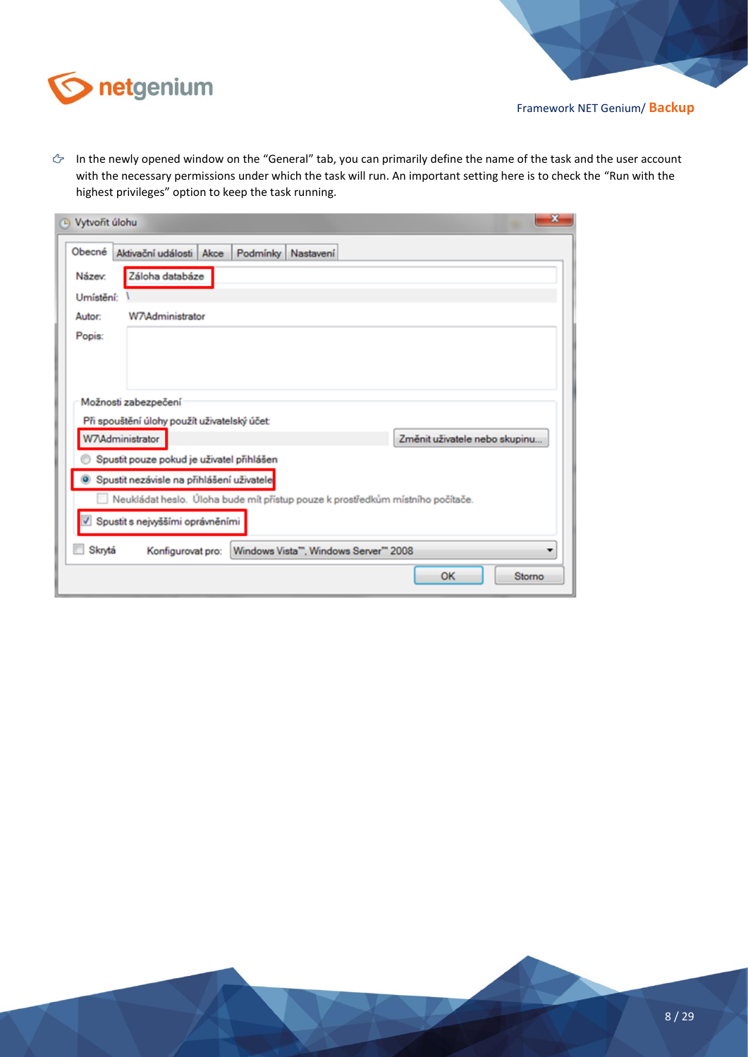- In the newly opened window on the "General" tab, you can primarily define the name of the task and the user account with the necessary permissions under which the task will run. An important setting here is to check the "Run with the highest privileges" option to keep the task running.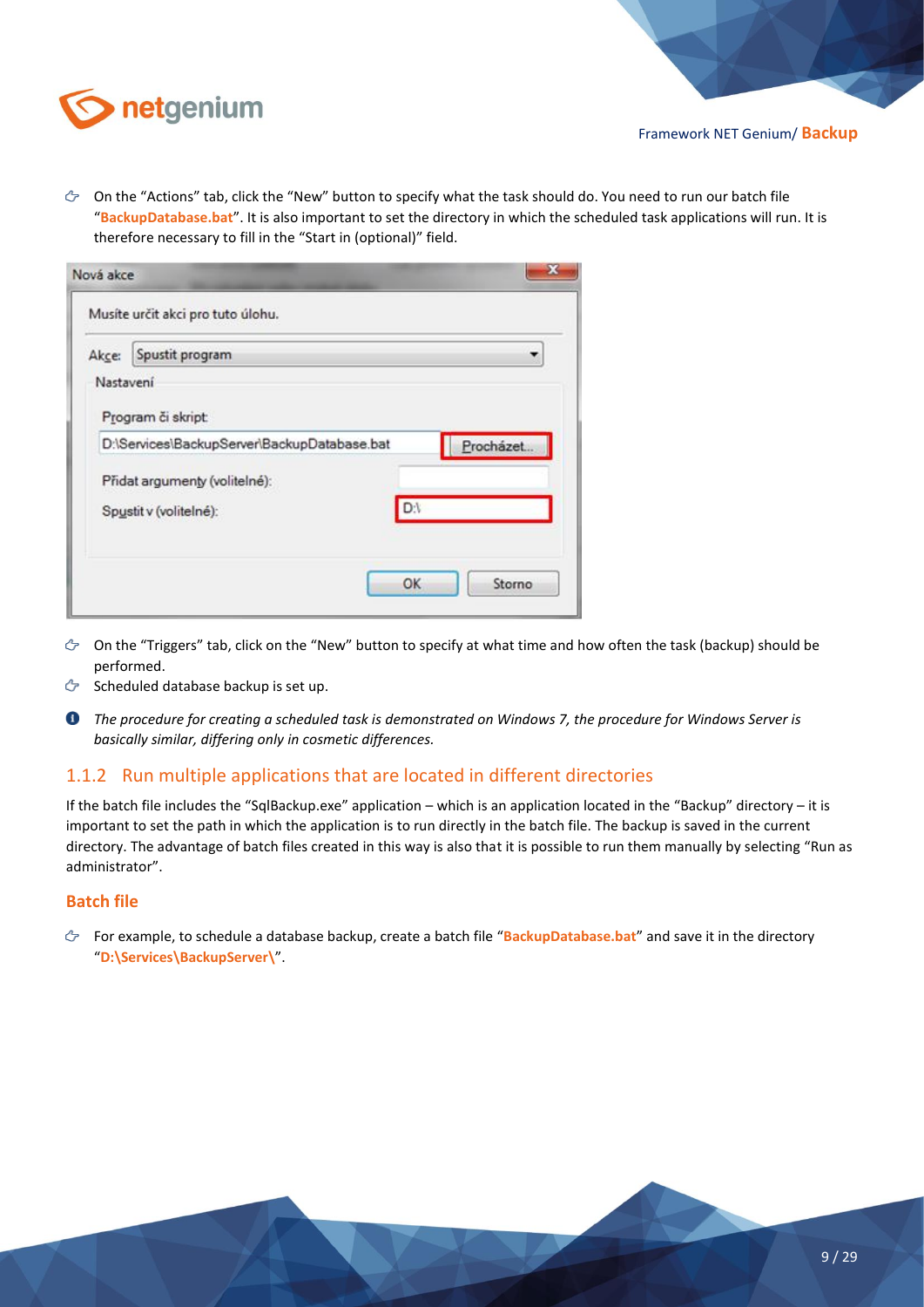- On the “Actions” tab, click the “New” button to specify what the task should do. You need to run our batch file “**BackupDatabase.bat**”. It is also important to set the directory in which the scheduled task applications will run. It is therefore necessary to fill in the “Start in (optional)” field.

- On the “Triggers” tab, click on the “New” button to specify at what time and how often the task (backup) should be performed.
- Scheduled database backup is set up.

*The procedure for creating a scheduled task is demonstrated on Windows 7, the procedure for Windows Server is basically similar, differing only in cosmetic differences.*

## 1.1.2 Run multiple applications that are located in different directories

If the batch file includes the “SqlBackup.exe” application – which is an application located in the “Backup” directory – it is important to set the path in which the application is to run directly in the batch file. The backup is saved in the current directory. The advantage of batch files created in this way is also that it is possible to run them manually by selecting “Run as administrator”.

### Batch file

- For example, to schedule a database backup, create a batch file “**BackupDatabase.bat**” and save it in the directory “**D:\Services\BackupServer\**”.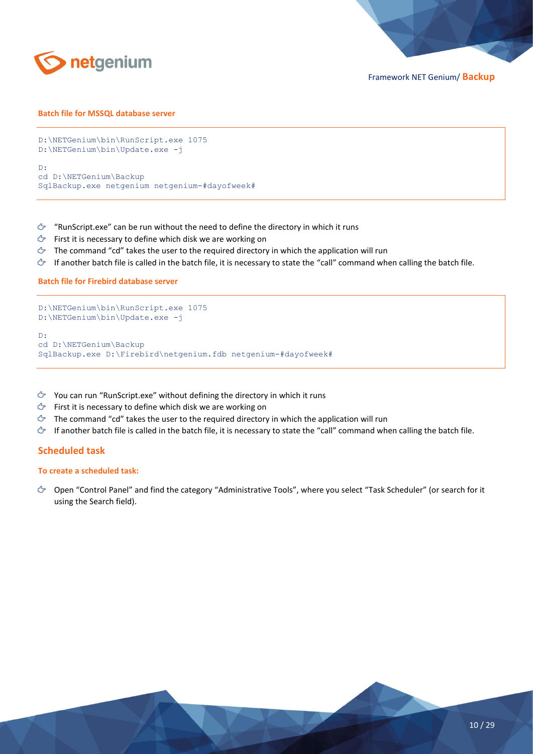#### Batch file for MSSQL database server

```
D:\NETGenium\bin\RunScript.exe 1075
D:\NETGenium\bin\Update.exe -j

D:
cd D:\NETGenium\Backup
SqlBackup.exe netgenium netgenium-#dayofweek#
```

- “RunScript.exe” can be run without the need to define the directory in which it runs
- First it is necessary to define which disk we are working on
- The command “cd” takes the user to the required directory in which the application will run
- If another batch file is called in the batch file, it is necessary to state the “call” command when calling the batch file.

#### Batch file for Firebird database server

```
D:\NETGenium\bin\RunScript.exe 1075
D:\NETGenium\bin\Update.exe -j

D:
cd D:\NETGenium\Backup
SqlBackup.exe D:\Firebird\netgenium.fdb netgenium-#dayofweek#
```

- You can run “RunScript.exe” without defining the directory in which it runs
- First it is necessary to define which disk we are working on
- The command “cd” takes the user to the required directory in which the application will run
- If another batch file is called in the batch file, it is necessary to state the “call” command when calling the batch file.

## Scheduled task

#### To create a scheduled task:

- Open “Control Panel” and find the category “Administrative Tools”, where you select “Task Scheduler” (or search for it using the Search field).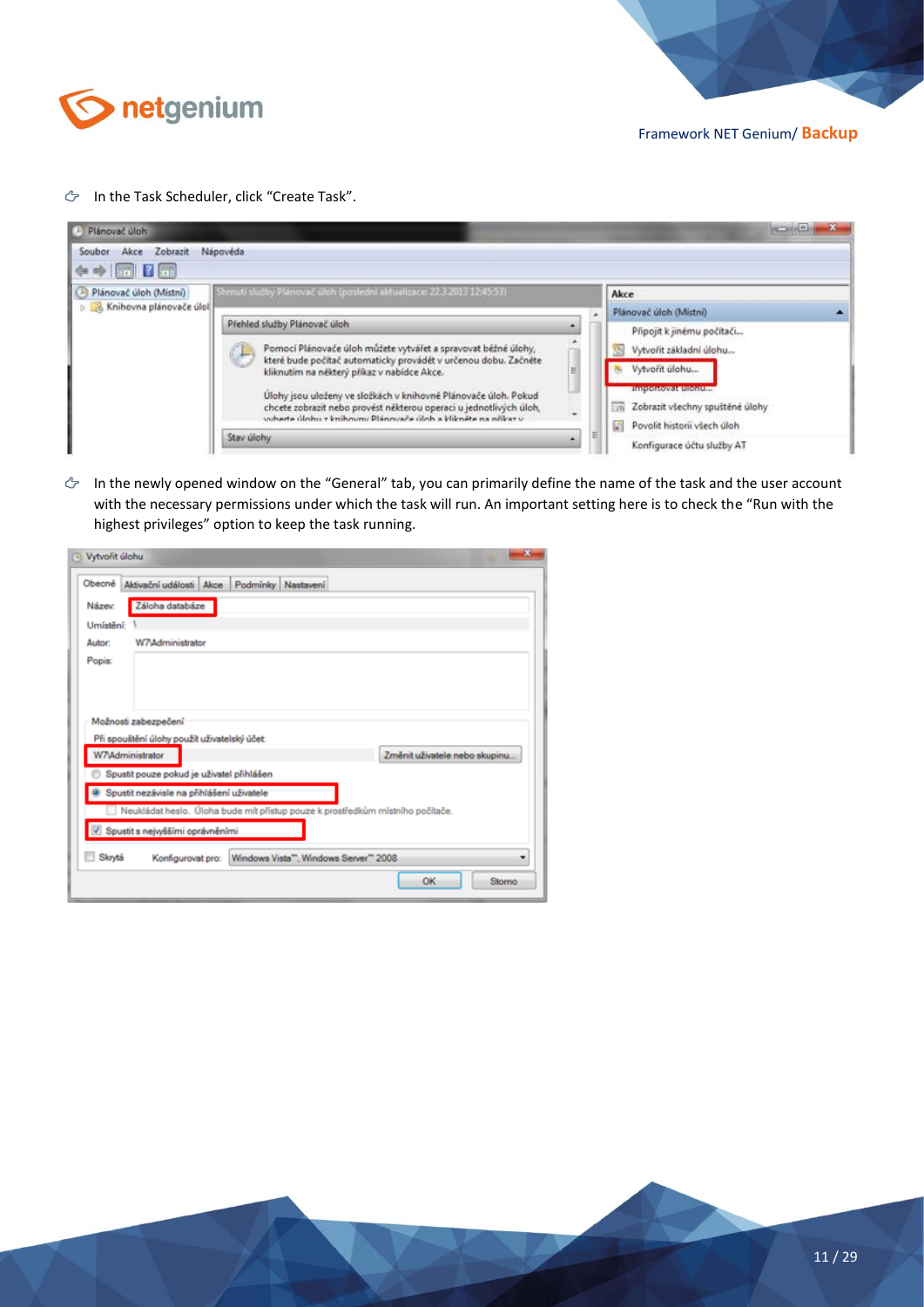- In the Task Scheduler, click “Create Task”.

- In the newly opened window on the “General” tab, you can primarily define the name of the task and the user account with the necessary permissions under which the task will run. An important setting here is to check the “Run with the highest privileges” option to keep the task running.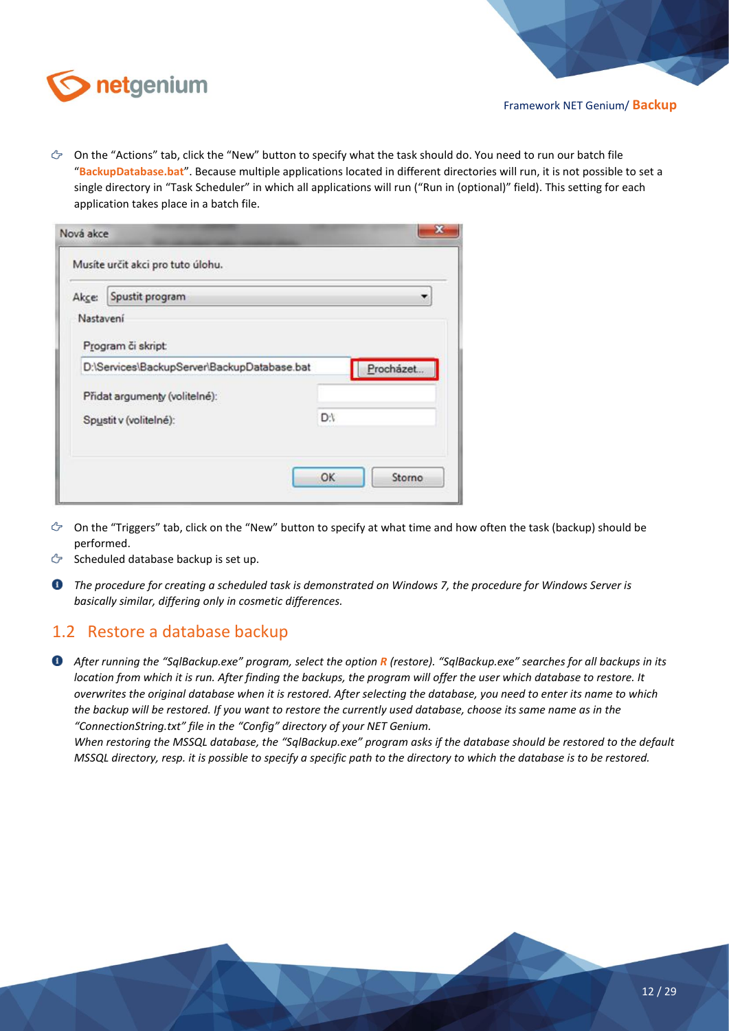- On the "Actions" tab, click the "New" button to specify what the task should do. You need to run our batch file "**BackupDatabase.bat**". Because multiple applications located in different directories will run, it is not possible to set a single directory in "Task Scheduler" in which all applications will run ("Run in (optional)" field). This setting for each application takes place in a batch file.

- On the "Triggers" tab, click on the "New" button to specify at what time and how often the task (backup) should be performed.
- Scheduled database backup is set up.

*The procedure for creating a scheduled task is demonstrated on Windows 7, the procedure for Windows Server is basically similar, differing only in cosmetic differences.*

## 1.2 Restore a database backup

*After running the "SqlBackup.exe" program, select the option **R** (restore). "SqlBackup.exe" searches for all backups in its location from which it is run. After finding the backups, the program will offer the user which database to restore. It overwrites the original database when it is restored. After selecting the database, you need to enter its name to which the backup will be restored. If you want to restore the currently used database, choose its same name as in the "ConnectionString.txt" file in the "Config" directory of your NET Genium.*
*When restoring the MSSQL database, the "SqlBackup.exe" program asks if the database should be restored to the default MSSQL directory, resp. it is possible to specify a specific path to the directory to which the database is to be restored.*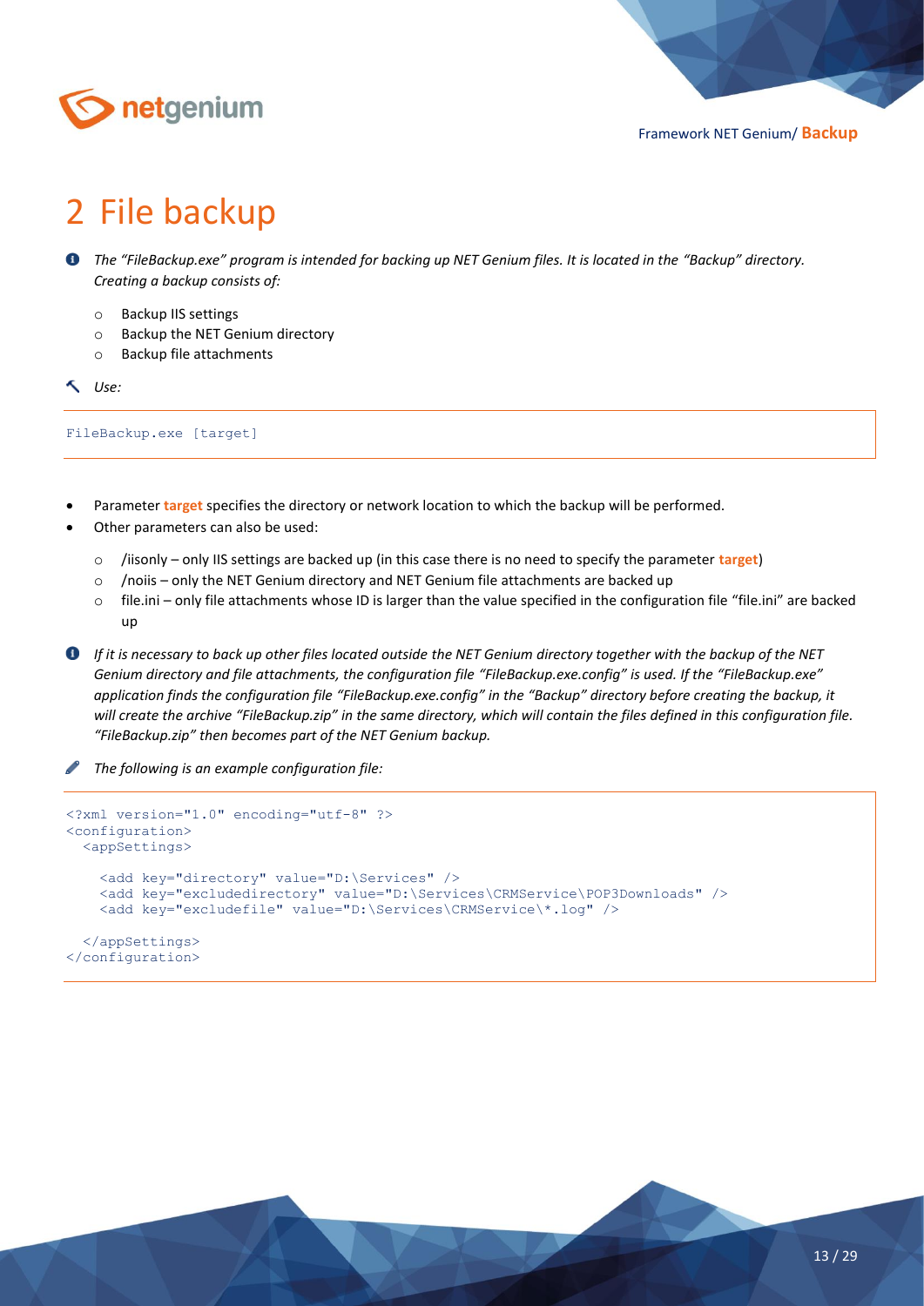# 2 File backup

*The "FileBackup.exe" program is intended for backing up NET Genium files. It is located in the "Backup" directory. Creating a backup consists of:*

- Backup IIS settings
- Backup the NET Genium directory
- Backup file attachments

*Use:*

```
FileBackup.exe [target]
```

- Parameter **target** specifies the directory or network location to which the backup will be performed.
- Other parameters can also be used:
  - /iisonly – only IIS settings are backed up (in this case there is no need to specify the parameter **target**)
  - /noiis – only the NET Genium directory and NET Genium file attachments are backed up
  - file.ini – only file attachments whose ID is larger than the value specified in the configuration file "file.ini" are backed up

*If it is necessary to back up other files located outside the NET Genium directory together with the backup of the NET Genium directory and file attachments, the configuration file "FileBackup.exe.config" is used. If the "FileBackup.exe" application finds the configuration file "FileBackup.exe.config" in the "Backup" directory before creating the backup, it will create the archive "FileBackup.zip" in the same directory, which will contain the files defined in this configuration file. "FileBackup.zip" then becomes part of the NET Genium backup.*

*The following is an example configuration file:*

```
<?xml version="1.0" encoding="utf-8" ?>
<configuration>
  <appSettings>

    <add key="directory" value="D:\Services" />
    <add key="excludedirectory" value="D:\Services\CRMService\POP3Downloads" />
    <add key="excludefile" value="D:\Services\CRMService\*.log" />

  </appSettings>
</configuration>
```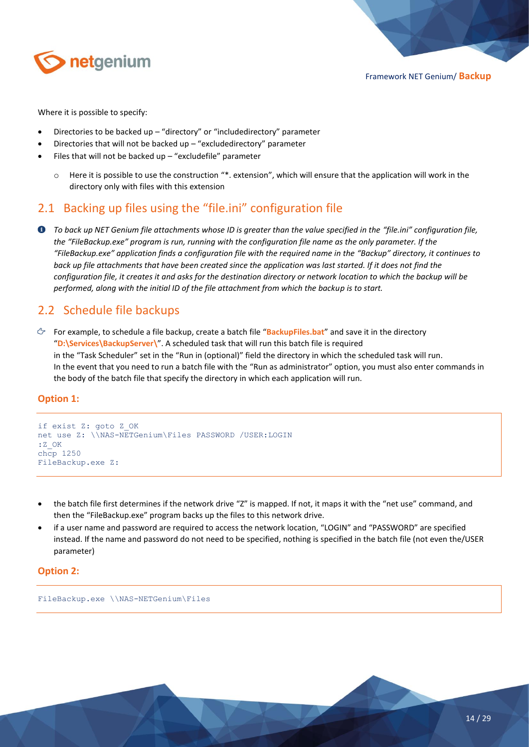Where it is possible to specify:

- Directories to be backed up – “directory” or “includedirectory” parameter
- Directories that will not be backed up – “excludedirectory” parameter
- Files that will not be backed up – “excludefile” parameter
    - Here it is possible to use the construction “*. extension”, which will ensure that the application will work in the directory only with files with this extension

## 2.1 Backing up files using the “file.ini” configuration file

*To back up NET Genium file attachments whose ID is greater than the value specified in the “file.ini” configuration file, the “FileBackup.exe” program is run, running with the configuration file name as the only parameter. If the “FileBackup.exe” application finds a configuration file with the required name in the “Backup” directory, it continues to back up file attachments that have been created since the application was last started. If it does not find the configuration file, it creates it and asks for the destination directory or network location to which the backup will be performed, along with the initial ID of the file attachment from which the backup is to start.*

## 2.2 Schedule file backups

For example, to schedule a file backup, create a batch file “**BackupFiles.bat**” and save it in the directory “**D:\Services\BackupServer\**”. A scheduled task that will run this batch file is required in the “Task Scheduler” set in the “Run in (optional)” field the directory in which the scheduled task will run. In the event that you need to run a batch file with the “Run as administrator” option, you must also enter commands in the body of the batch file that specify the directory in which each application will run.

### Option 1:

```
if exist Z: goto Z_OK
net use Z: \\NAS-NETGenium\Files PASSWORD /USER:LOGIN
:Z_OK
chcp 1250
FileBackup.exe Z:
```

- the batch file first determines if the network drive “Z” is mapped. If not, it maps it with the “net use” command, and then the “FileBackup.exe” program backs up the files to this network drive.
- if a user name and password are required to access the network location, “LOGIN” and “PASSWORD” are specified instead. If the name and password do not need to be specified, nothing is specified in the batch file (not even the/USER parameter)

### Option 2:

```
FileBackup.exe \\NAS-NETGenium\Files
```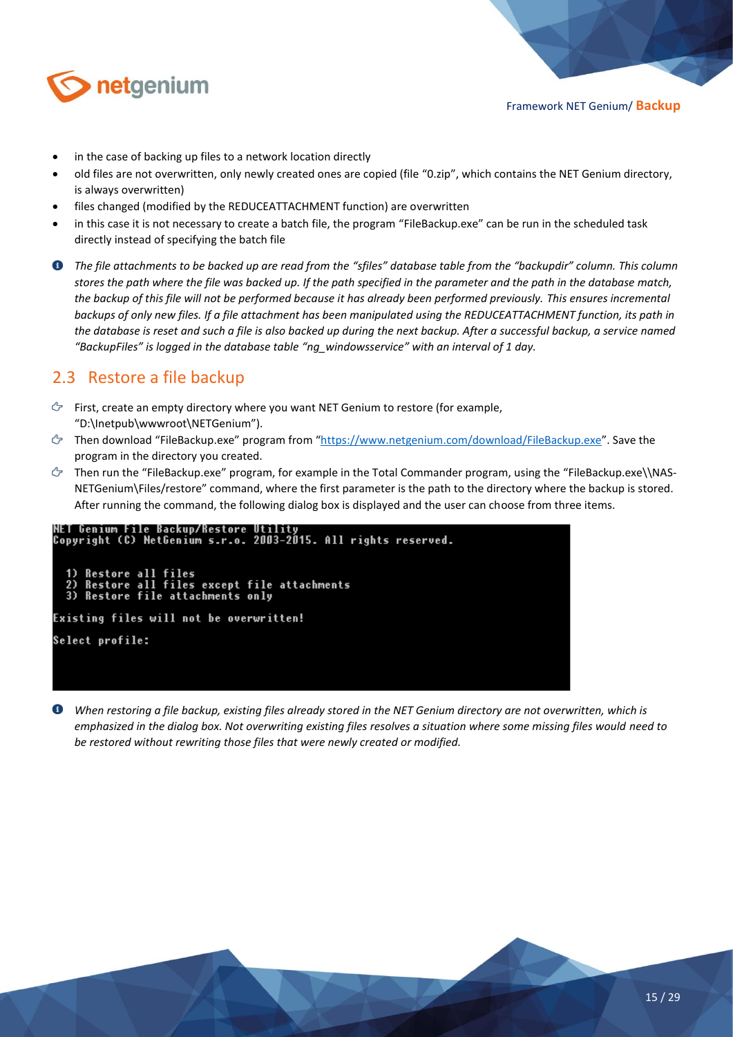- in the case of backing up files to a network location directly
- old files are not overwritten, only newly created ones are copied (file "0.zip", which contains the NET Genium directory, is always overwritten)
- files changed (modified by the REDUCEATTACHMENT function) are overwritten
- in this case it is not necessary to create a batch file, the program "FileBackup.exe" can be run in the scheduled task directly instead of specifying the batch file

*The file attachments to be backed up are read from the "sfiles" database table from the "backupdir" column. This column stores the path where the file was backed up. If the path specified in the parameter and the path in the database match, the backup of this file will not be performed because it has already been performed previously. This ensures incremental backups of only new files. If a file attachment has been manipulated using the REDUCEATTACHMENT function, its path in the database is reset and such a file is also backed up during the next backup. After a successful backup, a service named "BackupFiles" is logged in the database table "ng_windowsservice" with an interval of 1 day.*

## 2.3 Restore a file backup

- First, create an empty directory where you want NET Genium to restore (for example, "D:\Inetpub\wwwroot\NETGenium").
- Then download "FileBackup.exe" program from "https://www.netgenium.com/download/FileBackup.exe". Save the program in the directory you created.
- Then run the "FileBackup.exe" program, for example in the Total Commander program, using the "FileBackup.exe\\NAS-NETGenium\Files/restore" command, where the first parameter is the path to the directory where the backup is stored. After running the command, the following dialog box is displayed and the user can choose from three items.

```
NET Genium File Backup/Restore Utility
Copyright (C) NetGenium s.r.o. 2003-2015. All rights reserved.

  1) Restore all files
  2) Restore all files except file attachments
  3) Restore file attachments only

Existing files will not be overwritten!

Select profile:
```

*When restoring a file backup, existing files already stored in the NET Genium directory are not overwritten, which is emphasized in the dialog box. Not overwriting existing files resolves a situation where some missing files would need to be restored without rewriting those files that were newly created or modified.*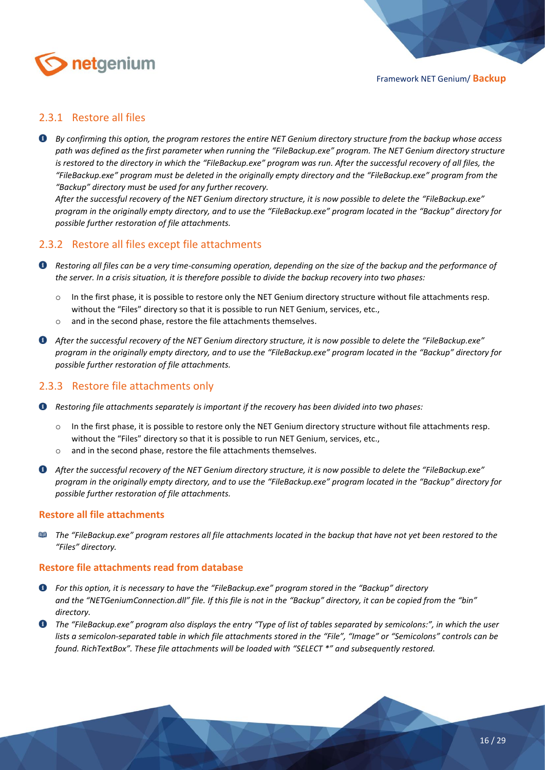### 2.3.1 Restore all files

*By confirming this option, the program restores the entire NET Genium directory structure from the backup whose access path was defined as the first parameter when running the "FileBackup.exe" program. The NET Genium directory structure is restored to the directory in which the "FileBackup.exe" program was run. After the successful recovery of all files, the "FileBackup.exe" program must be deleted in the originally empty directory and the "FileBackup.exe" program from the "Backup" directory must be used for any further recovery.*
*After the successful recovery of the NET Genium directory structure, it is now possible to delete the "FileBackup.exe" program in the originally empty directory, and to use the "FileBackup.exe" program located in the "Backup" directory for possible further restoration of file attachments.*

### 2.3.2 Restore all files except file attachments

*Restoring all files can be a very time-consuming operation, depending on the size of the backup and the performance of the server. In a crisis situation, it is therefore possible to divide the backup recovery into two phases:*

- In the first phase, it is possible to restore only the NET Genium directory structure without file attachments resp. without the "Files" directory so that it is possible to run NET Genium, services, etc.,
- and in the second phase, restore the file attachments themselves.

*After the successful recovery of the NET Genium directory structure, it is now possible to delete the "FileBackup.exe" program in the originally empty directory, and to use the "FileBackup.exe" program located in the "Backup" directory for possible further restoration of file attachments.*

### 2.3.3 Restore file attachments only

*Restoring file attachments separately is important if the recovery has been divided into two phases:*

- In the first phase, it is possible to restore only the NET Genium directory structure without file attachments resp. without the "Files" directory so that it is possible to run NET Genium, services, etc.,
- and in the second phase, restore the file attachments themselves.

*After the successful recovery of the NET Genium directory structure, it is now possible to delete the "FileBackup.exe" program in the originally empty directory, and to use the "FileBackup.exe" program located in the "Backup" directory for possible further restoration of file attachments.*

#### Restore all file attachments

*The "FileBackup.exe" program restores all file attachments located in the backup that have not yet been restored to the "Files" directory.*

#### Restore file attachments read from database

*For this option, it is necessary to have the "FileBackup.exe" program stored in the "Backup" directory and the "NETGeniumConnection.dll" file. If this file is not in the "Backup" directory, it can be copied from the "bin" directory.*

*The "FileBackup.exe" program also displays the entry "Type of list of tables separated by semicolons:", in which the user lists a semicolon-separated table in which file attachments stored in the "File", "Image" or "Semicolons" controls can be found. RichTextBox". These file attachments will be loaded with "SELECT *" and subsequently restored.*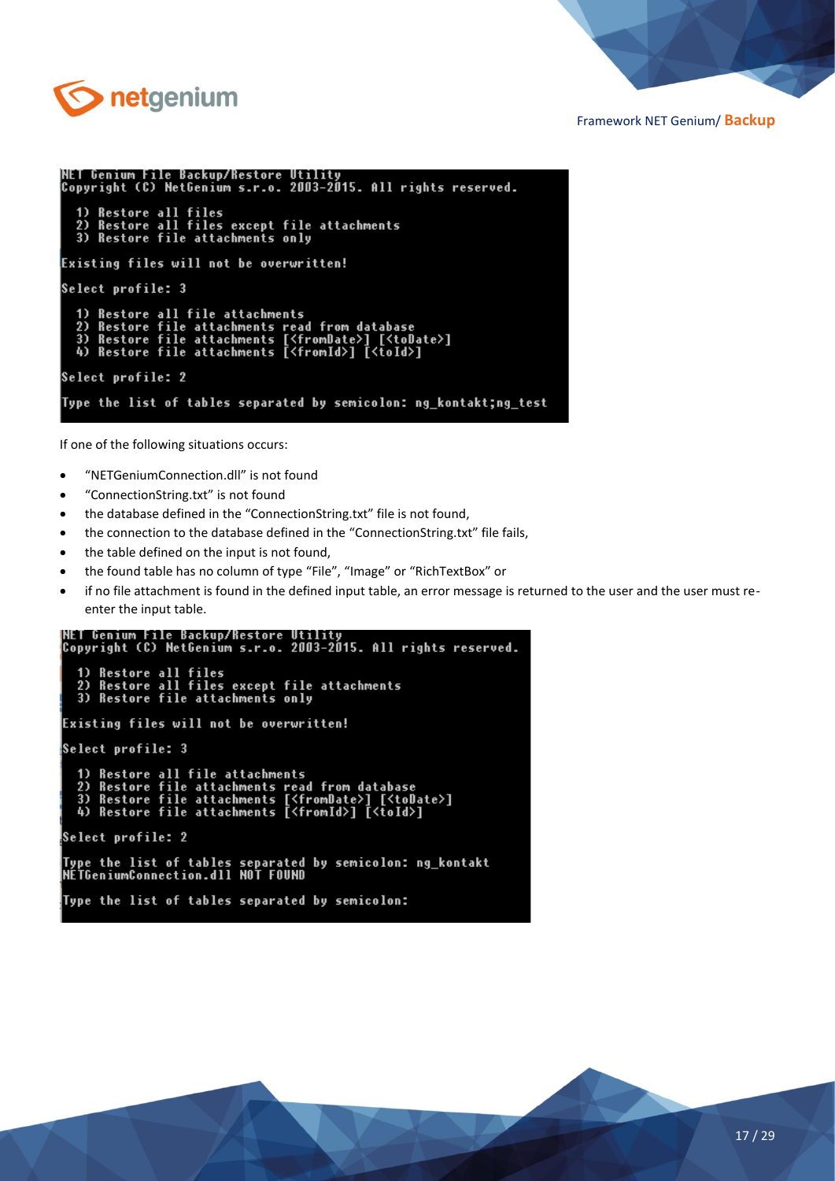```
NET Genium File Backup/Restore Utility
Copyright (C) NetGenium s.r.o. 2003-2015. All rights reserved.

  1) Restore all files
  2) Restore all files except file attachments
  3) Restore file attachments only

Existing files will not be overwritten!

Select profile: 3

  1) Restore all file attachments
  2) Restore file attachments read from database
  3) Restore file attachments [<fromDate>] [<toDate>]
  4) Restore file attachments [<fromId>] [<toId>]

Select profile: 2

Type the list of tables separated by semicolon: ng_kontakt;ng_test
```

If one of the following situations occurs:

- “NETGeniumConnection.dll” is not found
- “ConnectionString.txt” is not found
- the database defined in the “ConnectionString.txt” file is not found,
- the connection to the database defined in the “ConnectionString.txt” file fails,
- the table defined on the input is not found,
- the found table has no column of type “File”, “Image” or “RichTextBox” or
- if no file attachment is found in the defined input table, an error message is returned to the user and the user must re-enter the input table.

```
NET Genium File Backup/Restore Utility
Copyright (C) NetGenium s.r.o. 2003-2015. All rights reserved.

  1) Restore all files
  2) Restore all files except file attachments
  3) Restore file attachments only

Existing files will not be overwritten!

Select profile: 3

  1) Restore all file attachments
  2) Restore file attachments read from database
  3) Restore file attachments [<fromDate>] [<toDate>]
  4) Restore file attachments [<fromId>] [<toId>]

Select profile: 2

Type the list of tables separated by semicolon: ng_kontakt
NETGeniumConnection.dll NOT FOUND

Type the list of tables separated by semicolon:
```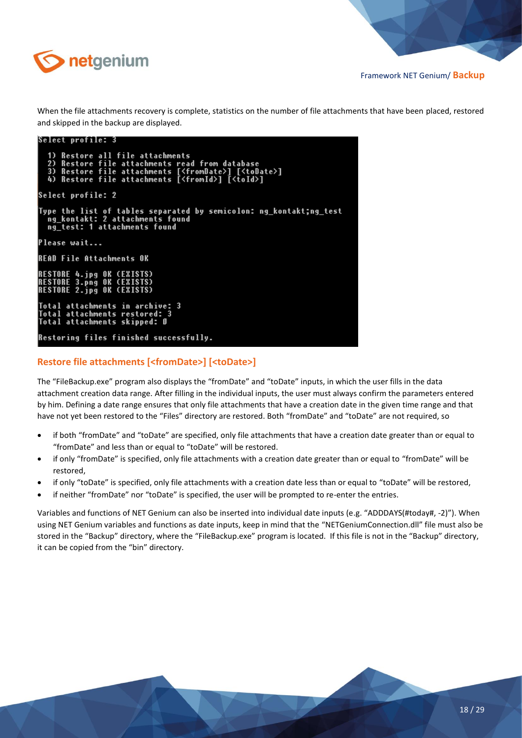When the file attachments recovery is complete, statistics on the number of file attachments that have been placed, restored and skipped in the backup are displayed.

```
Select profile: 3

  1) Restore all file attachments
  2) Restore file attachments read from database
  3) Restore file attachments [<fromDate>] [<toDate>]
  4) Restore file attachments [<fromId>] [<toId>]

Select profile: 2

Type the list of tables separated by semicolon: ng_kontakt;ng_test
  ng_kontakt: 2 attachments found
  ng_test: 1 attachments found

Please wait...

READ File Attachments OK

RESTORE 4.jpg OK (EXISTS)
RESTORE 3.png OK (EXISTS)
RESTORE 2.jpg OK (EXISTS)

Total attachments in archive: 3
Total attachments restored: 3
Total attachments skipped: 0

Restoring files finished successfully.
```

## Restore file attachments [<fromDate>] [<toDate>]

The "FileBackup.exe" program also displays the "fromDate" and "toDate" inputs, in which the user fills in the data attachment creation data range. After filling in the individual inputs, the user must always confirm the parameters entered by him. Defining a date range ensures that only file attachments that have a creation date in the given time range and that have not yet been restored to the "Files" directory are restored. Both "fromDate" and "toDate" are not required, so

- if both "fromDate" and "toDate" are specified, only file attachments that have a creation date greater than or equal to "fromDate" and less than or equal to "toDate" will be restored.
- if only "fromDate" is specified, only file attachments with a creation date greater than or equal to "fromDate" will be restored,
- if only "toDate" is specified, only file attachments with a creation date less than or equal to "toDate" will be restored,
- if neither "fromDate" nor "toDate" is specified, the user will be prompted to re-enter the entries.

Variables and functions of NET Genium can also be inserted into individual date inputs (e.g. "ADDDAYS(#today#, -2)"). When using NET Genium variables and functions as date inputs, keep in mind that the "NETGeniumConnection.dll" file must also be stored in the "Backup" directory, where the "FileBackup.exe" program is located. If this file is not in the "Backup" directory, it can be copied from the "bin" directory.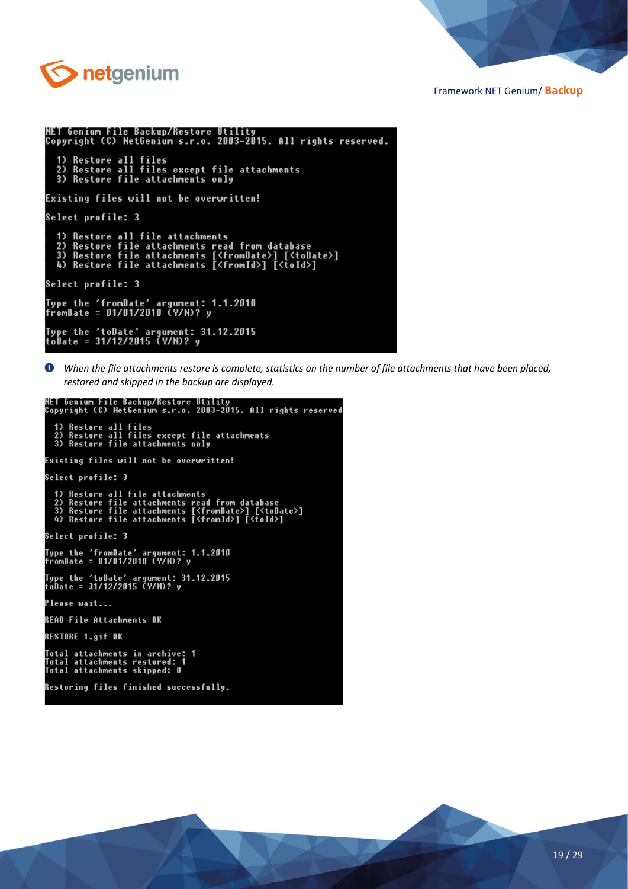```
NET Genium File Backup/Restore Utility
Copyright (C) NetGenium s.r.o. 2003-2015. All rights reserved.

  1) Restore all files
  2) Restore all files except file attachments
  3) Restore file attachments only

Existing files will not be overwritten!

Select profile: 3

  1) Restore all file attachments
  2) Restore file attachments read from database
  3) Restore file attachments [<fromDate>] [<toDate>]
  4) Restore file attachments [<fromId>] [<toId>]

Select profile: 3

Type the 'fromDate' argument: 1.1.2010
fromDate = 01/01/2010 (Y/N)? y

Type the 'toDate' argument: 31.12.2015
toDate = 31/12/2015 (Y/N)? y
```

*When the file attachments restore is complete, statistics on the number of file attachments that have been placed, restored and skipped in the backup are displayed.*

```
NET Genium File Backup/Restore Utility
Copyright (C) NetGenium s.r.o. 2003-2015. All rights reserved

  1) Restore all files
  2) Restore all files except file attachments
  3) Restore file attachments only

Existing files will not be overwritten!

Select profile: 3

  1) Restore all file attachments
  2) Restore file attachments read from database
  3) Restore file attachments [<fromDate>] [<toDate>]
  4) Restore file attachments [<fromId>] [<toId>]

Select profile: 3

Type the 'fromDate' argument: 1.1.2010
fromDate = 01/01/2010 (Y/N)? y

Type the 'toDate' argument: 31.12.2015
toDate = 31/12/2015 (Y/N)? y

Please wait...

READ File Attachments OK

RESTORE 1.gif OK

Total attachments in archive: 1
Total attachments restored: 1
Total attachments skipped: 0

Restoring files finished successfully.
```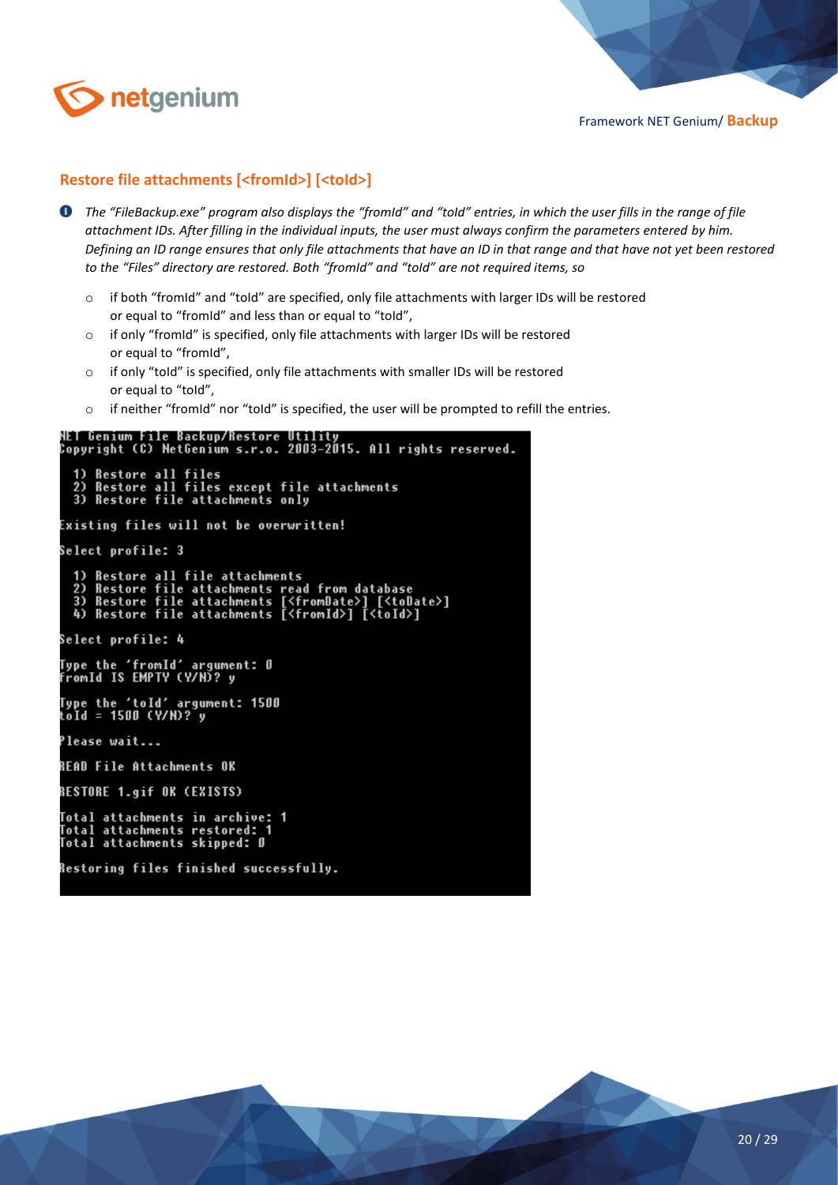## Restore file attachments [<fromId>] [<toId>]

*The "FileBackup.exe" program also displays the "fromId" and "toId" entries, in which the user fills in the range of file attachment IDs. After filling in the individual inputs, the user must always confirm the parameters entered by him. Defining an ID range ensures that only file attachments that have an ID in that range and that have not yet been restored to the "Files" directory are restored. Both "fromId" and "toId" are not required items, so*

- if both "fromId" and "toId" are specified, only file attachments with larger IDs will be restored or equal to "fromId" and less than or equal to "toId",
- if only "fromId" is specified, only file attachments with larger IDs will be restored or equal to "fromId",
- if only "toId" is specified, only file attachments with smaller IDs will be restored or equal to "toId",
- if neither "fromId" nor "toId" is specified, the user will be prompted to refill the entries.

```
NET Genium File Backup/Restore Utility
Copyright (C) NetGenium s.r.o. 2003-2015. All rights reserved.

  1) Restore all files
  2) Restore all files except file attachments
  3) Restore file attachments only

Existing files will not be overwritten!

Select profile: 3

  1) Restore all file attachments
  2) Restore file attachments read from database
  3) Restore file attachments [<fromDate>] [<toDate>]
  4) Restore file attachments [<fromId>] [<toId>]

Select profile: 4

Type the 'fromId' argument: 0
fromId IS EMPTY (Y/N)? y

Type the 'toId' argument: 1500
toId = 1500 (Y/N)? y

Please wait...

READ File Attachments OK

RESTORE 1.gif OK (EXISTS)

Total attachments in archive: 1
Total attachments restored: 1
Total attachments skipped: 0

Restoring files finished successfully.
```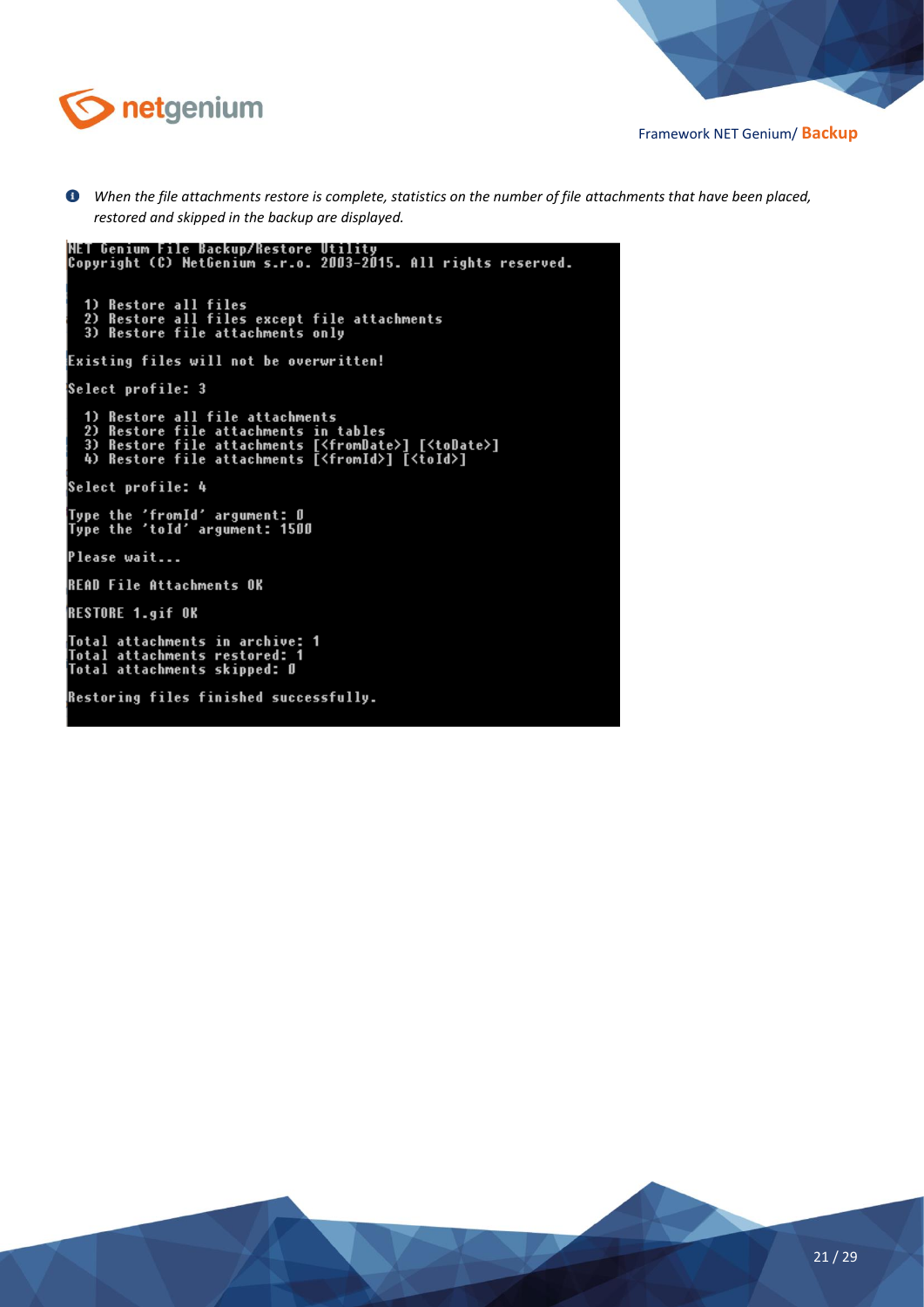*When the file attachments restore is complete, statistics on the number of file attachments that have been placed, restored and skipped in the backup are displayed.*

```
NET Genium File Backup/Restore Utility
Copyright (C) NetGenium s.r.o. 2003-2015. All rights reserved.

  1) Restore all files
  2) Restore all files except file attachments
  3) Restore file attachments only

Existing files will not be overwritten!

Select profile: 3

  1) Restore all file attachments
  2) Restore file attachments in tables
  3) Restore file attachments [<fromDate>] [<toDate>]
  4) Restore file attachments [<fromId>] [<toId>]

Select profile: 4

Type the 'fromId' argument: 0
Type the 'toId' argument: 1500

Please wait...

READ File Attachments OK

RESTORE 1.gif OK

Total attachments in archive: 1
Total attachments restored: 1
Total attachments skipped: 0

Restoring files finished successfully.
```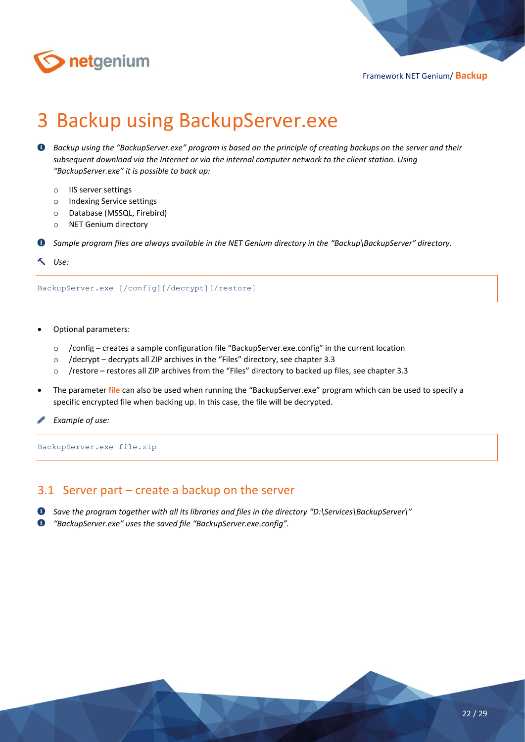# 3 Backup using BackupServer.exe

*Backup using the "BackupServer.exe" program is based on the principle of creating backups on the server and their subsequent download via the Internet or via the internal computer network to the client station. Using "BackupServer.exe" it is possible to back up:*

- IIS server settings
- Indexing Service settings
- Database (MSSQL, Firebird)
- NET Genium directory

*Sample program files are always available in the NET Genium directory in the "Backup\BackupServer" directory.*

*Use:*

```
BackupServer.exe [/config][/decrypt][/restore]
```

- Optional parameters:
  - /config – creates a sample configuration file "BackupServer.exe.config" in the current location
  - /decrypt – decrypts all ZIP archives in the "Files" directory, see chapter 3.3
  - /restore – restores all ZIP archives from the "Files" directory to backed up files, see chapter 3.3
- The parameter **file** can also be used when running the "BackupServer.exe" program which can be used to specify a specific encrypted file when backing up. In this case, the file will be decrypted.

*Example of use:*

```
BackupServer.exe file.zip
```

## 3.1 Server part – create a backup on the server

*Save the program together with all its libraries and files in the directory "D:\Services\BackupServer\"*

*"BackupServer.exe" uses the saved file "BackupServer.exe.config".*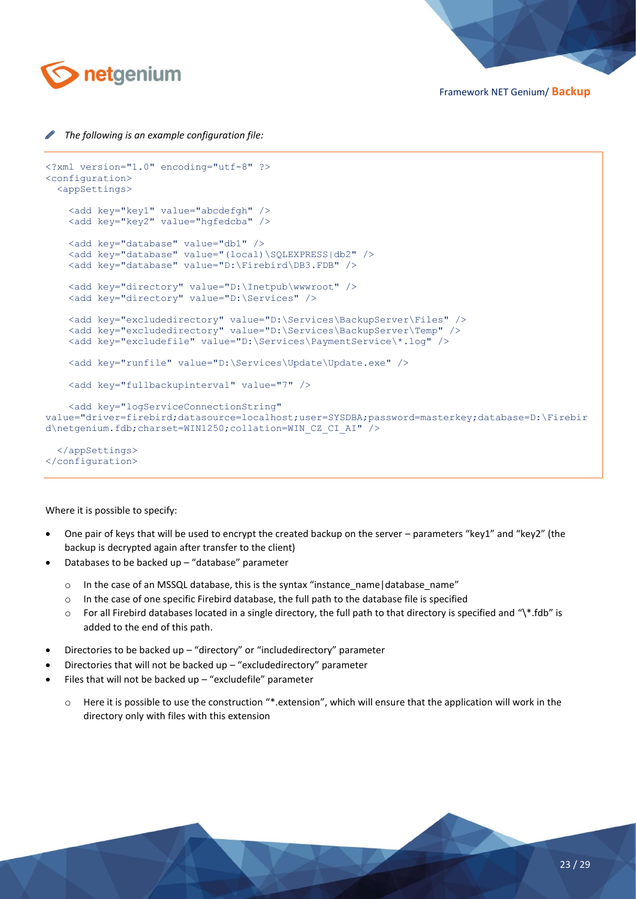*The following is an example configuration file:*

```
<?xml version="1.0" encoding="utf-8" ?>
<configuration>
  <appSettings>

    <add key="key1" value="abcdefgh" />
    <add key="key2" value="hgfedcba" />

    <add key="database" value="db1" />
    <add key="database" value="(local)\SQLEXPRESS|db2" />
    <add key="database" value="D:\Firebird\DB3.FDB" />

    <add key="directory" value="D:\Inetpub\wwwroot" />
    <add key="directory" value="D:\Services" />

    <add key="excludedirectory" value="D:\Services\BackupServer\Files" />
    <add key="excludedirectory" value="D:\Services\BackupServer\Temp" />
    <add key="excludefile" value="D:\Services\PaymentService\*.log" />

    <add key="runfile" value="D:\Services\Update\Update.exe" />

    <add key="fullbackupinterval" value="7" />

    <add key="logServiceConnectionString"
value="driver=firebird;datasource=localhost;user=SYSDBA;password=masterkey;database=D:\Firebird\netgenium.fdb;charset=WIN1250;collation=WIN_CZ_CI_AI" />

  </appSettings>
</configuration>
```

Where it is possible to specify:

- One pair of keys that will be used to encrypt the created backup on the server – parameters "key1" and "key2" (the backup is decrypted again after transfer to the client)
- Databases to be backed up – "database" parameter
  - In the case of an MSSQL database, this is the syntax "instance_name|database_name"
  - In the case of one specific Firebird database, the full path to the database file is specified
  - For all Firebird databases located in a single directory, the full path to that directory is specified and "\*.fdb" is added to the end of this path.
- Directories to be backed up – "directory" or "includedirectory" parameter
- Directories that will not be backed up – "excludedirectory" parameter
- Files that will not be backed up – "excludefile" parameter
  - Here it is possible to use the construction "*.extension", which will ensure that the application will work in the directory only with files with this extension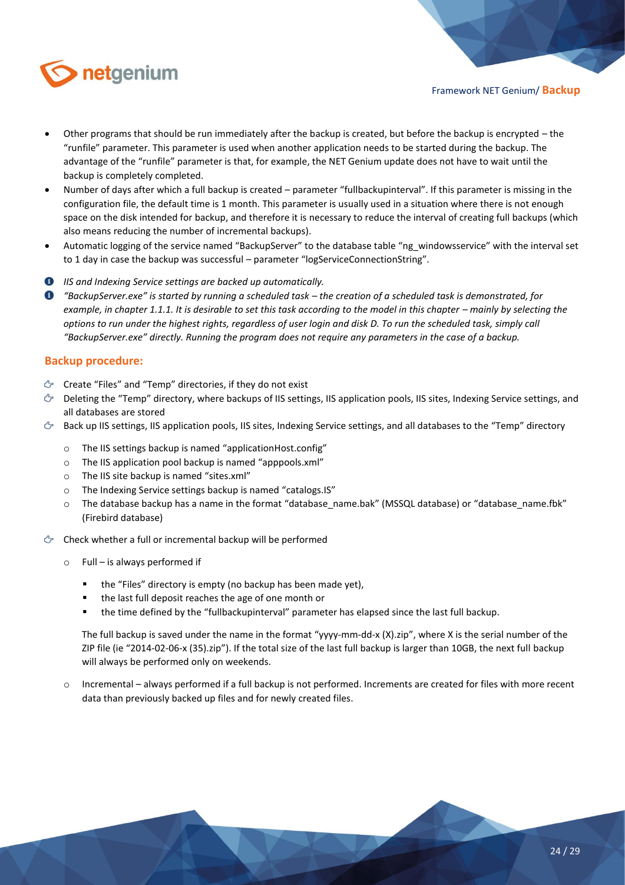- Other programs that should be run immediately after the backup is created, but before the backup is encrypted – the "runfile" parameter. This parameter is used when another application needs to be started during the backup. The advantage of the "runfile" parameter is that, for example, the NET Genium update does not have to wait until the backup is completely completed.
- Number of days after which a full backup is created – parameter "fullbackupinterval". If this parameter is missing in the configuration file, the default time is 1 month. This parameter is usually used in a situation where there is not enough space on the disk intended for backup, and therefore it is necessary to reduce the interval of creating full backups (which also means reducing the number of incremental backups).
- Automatic logging of the service named "BackupServer" to the database table "ng_windowsservice" with the interval set to 1 day in case the backup was successful – parameter "logServiceConnectionString".

*IIS and Indexing Service settings are backed up automatically.*

*"BackupServer.exe" is started by running a scheduled task – the creation of a scheduled task is demonstrated, for example, in chapter 1.1.1. It is desirable to set this task according to the model in this chapter – mainly by selecting the options to run under the highest rights, regardless of user login and disk D. To run the scheduled task, simply call "BackupServer.exe" directly. Running the program does not require any parameters in the case of a backup.*

### Backup procedure:

- Create "Files" and "Temp" directories, if they do not exist
- Deleting the "Temp" directory, where backups of IIS settings, IIS application pools, IIS sites, Indexing Service settings, and all databases are stored
- Back up IIS settings, IIS application pools, IIS sites, Indexing Service settings, and all databases to the "Temp" directory
  - The IIS settings backup is named "applicationHost.config"
  - The IIS application pool backup is named "apppools.xml"
  - The IIS site backup is named "sites.xml"
  - The Indexing Service settings backup is named "catalogs.IS"
  - The database backup has a name in the format "database_name.bak" (MSSQL database) or "database_name.fbk" (Firebird database)
- Check whether a full or incremental backup will be performed
  - Full – is always performed if
    - the "Files" directory is empty (no backup has been made yet),
    - the last full deposit reaches the age of one month or
    - the time defined by the "fullbackupinterval" parameter has elapsed since the last full backup.

    The full backup is saved under the name in the format "yyyy-mm-dd-x (X).zip", where X is the serial number of the ZIP file (ie "2014-02-06-x (35).zip"). If the total size of the last full backup is larger than 10GB, the next full backup will always be performed only on weekends.
  - Incremental – always performed if a full backup is not performed. Increments are created for files with more recent data than previously backed up files and for newly created files.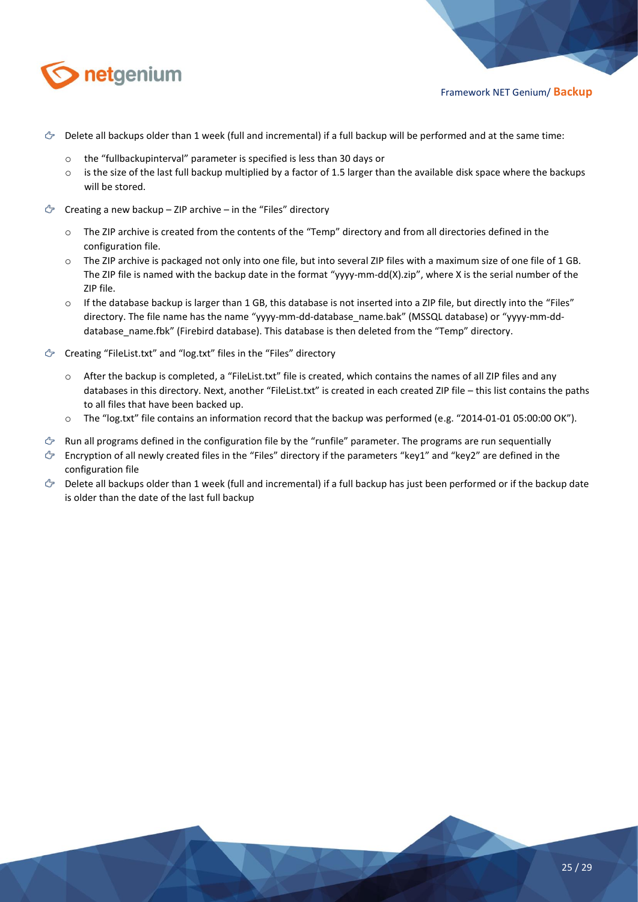- Delete all backups older than 1 week (full and incremental) if a full backup will be performed and at the same time:
  - the "fullbackupinterval" parameter is specified is less than 30 days or
  - is the size of the last full backup multiplied by a factor of 1.5 larger than the available disk space where the backups will be stored.
- Creating a new backup – ZIP archive – in the "Files" directory
  - The ZIP archive is created from the contents of the "Temp" directory and from all directories defined in the configuration file.
  - The ZIP archive is packaged not only into one file, but into several ZIP files with a maximum size of one file of 1 GB. The ZIP file is named with the backup date in the format "yyyy-mm-dd(X).zip", where X is the serial number of the ZIP file.
  - If the database backup is larger than 1 GB, this database is not inserted into a ZIP file, but directly into the "Files" directory. The file name has the name "yyyy-mm-dd-database_name.bak" (MSSQL database) or "yyyy-mm-dd-database_name.fbk" (Firebird database). This database is then deleted from the "Temp" directory.
- Creating "FileList.txt" and "log.txt" files in the "Files" directory
  - After the backup is completed, a "FileList.txt" file is created, which contains the names of all ZIP files and any databases in this directory. Next, another "FileList.txt" is created in each created ZIP file – this list contains the paths to all files that have been backed up.
  - The "log.txt" file contains an information record that the backup was performed (e.g. "2014-01-01 05:00:00 OK").
- Run all programs defined in the configuration file by the "runfile" parameter. The programs are run sequentially
- Encryption of all newly created files in the "Files" directory if the parameters "key1" and "key2" are defined in the configuration file
- Delete all backups older than 1 week (full and incremental) if a full backup has just been performed or if the backup date is older than the date of the last full backup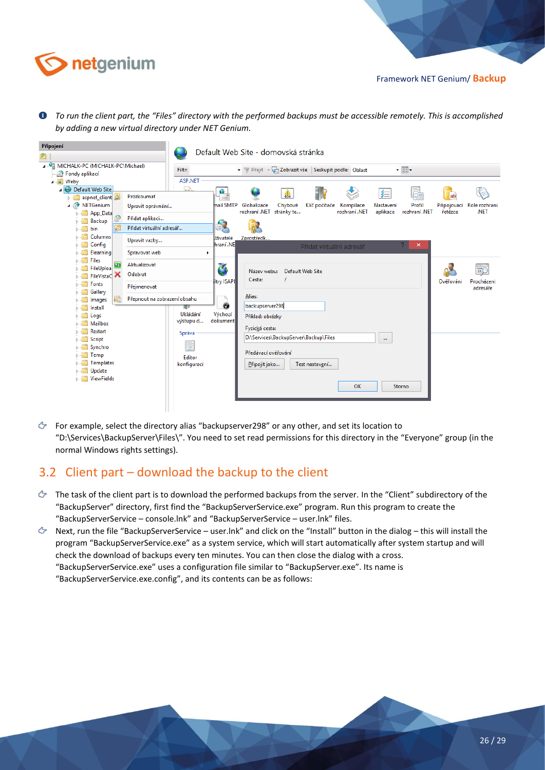*To run the client part, the "Files" directory with the performed backups must be accessible remotely. This is accomplished by adding a new virtual directory under NET Genium.*

- For example, select the directory alias "backupserver298" or any other, and set its location to "D:\Services\BackupServer\Files\". You need to set read permissions for this directory in the "Everyone" group (in the normal Windows rights settings).

## 3.2 Client part – download the backup to the client

- The task of the client part is to download the performed backups from the server. In the "Client" subdirectory of the "BackupServer" directory, first find the "BackupServerService.exe" program. Run this program to create the "BackupServerService – console.lnk" and "BackupServerService – user.lnk" files.
- Next, run the file "BackupServerService – user.lnk" and click on the "Install" button in the dialog – this will install the program "BackupServerService.exe" as a system service, which will start automatically after system startup and will check the download of backups every ten minutes. You can then close the dialog with a cross. "BackupServerService.exe" uses a configuration file similar to "BackupServer.exe". Its name is "BackupServerService.exe.config", and its contents can be as follows: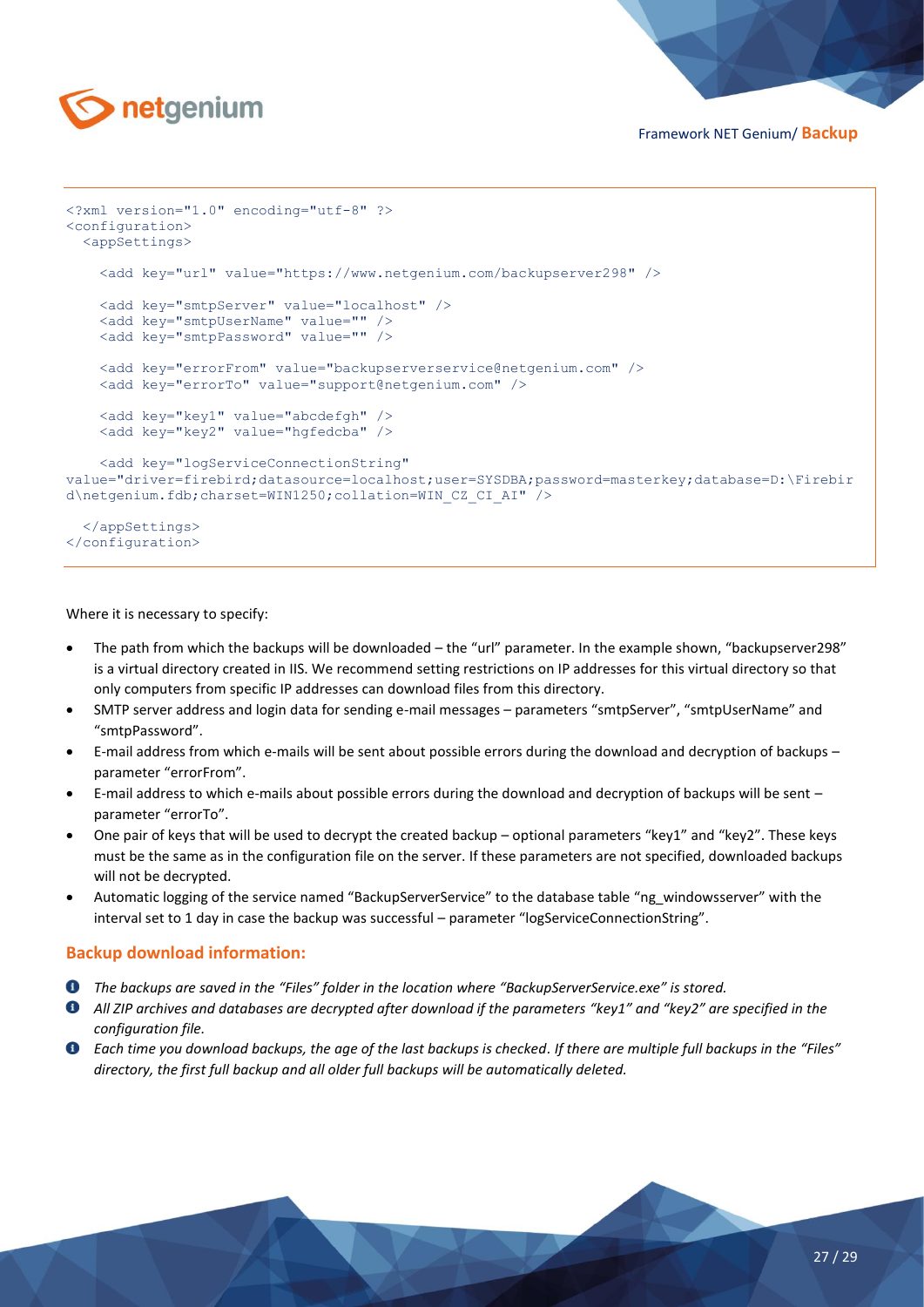```xml
<?xml version="1.0" encoding="utf-8" ?>
<configuration>
  <appSettings>

    <add key="url" value="https://www.netgenium.com/backupserver298" />

    <add key="smtpServer" value="localhost" />
    <add key="smtpUserName" value="" />
    <add key="smtpPassword" value="" />

    <add key="errorFrom" value="backupserverservice@netgenium.com" />
    <add key="errorTo" value="support@netgenium.com" />

    <add key="key1" value="abcdefgh" />
    <add key="key2" value="hgfedcba" />

    <add key="logServiceConnectionString"
value="driver=firebird;datasource=localhost;user=SYSDBA;password=masterkey;database=D:\Firebird\netgenium.fdb;charset=WIN1250;collation=WIN_CZ_CI_AI" />

  </appSettings>
</configuration>
```

Where it is necessary to specify:

- The path from which the backups will be downloaded – the "url" parameter. In the example shown, "backupserver298" is a virtual directory created in IIS. We recommend setting restrictions on IP addresses for this virtual directory so that only computers from specific IP addresses can download files from this directory.
- SMTP server address and login data for sending e-mail messages – parameters "smtpServer", "smtpUserName" and "smtpPassword".
- E-mail address from which e-mails will be sent about possible errors during the download and decryption of backups – parameter "errorFrom".
- E-mail address to which e-mails about possible errors during the download and decryption of backups will be sent – parameter "errorTo".
- One pair of keys that will be used to decrypt the created backup – optional parameters "key1" and "key2". These keys must be the same as in the configuration file on the server. If these parameters are not specified, downloaded backups will not be decrypted.
- Automatic logging of the service named "BackupServerService" to the database table "ng_windowsserver" with the interval set to 1 day in case the backup was successful – parameter "logServiceConnectionString".

## Backup download information:

- *The backups are saved in the "Files" folder in the location where "BackupServerService.exe" is stored.*
- *All ZIP archives and databases are decrypted after download if the parameters "key1" and "key2" are specified in the configuration file.*
- *Each time you download backups, the age of the last backups is checked. If there are multiple full backups in the "Files" directory, the first full backup and all older full backups will be automatically deleted.*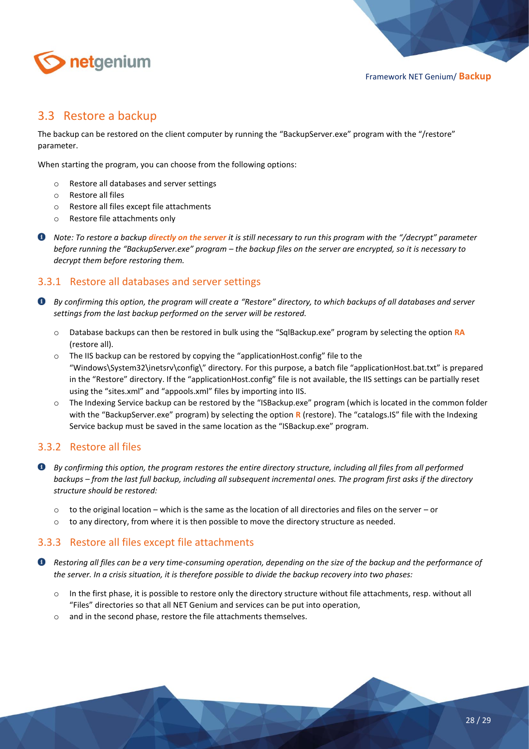## 3.3 Restore a backup

The backup can be restored on the client computer by running the "BackupServer.exe" program with the "/restore" parameter.

When starting the program, you can choose from the following options:

- Restore all databases and server settings
- Restore all files
- Restore all files except file attachments
- Restore file attachments only

*Note: To restore a backup* ***directly on the server*** *it is still necessary to run this program with the "/decrypt" parameter before running the "BackupServer.exe" program – the backup files on the server are encrypted, so it is necessary to decrypt them before restoring them.*

### 3.3.1 Restore all databases and server settings

*By confirming this option, the program will create a "Restore" directory, to which backups of all databases and server settings from the last backup performed on the server will be restored.*

- Database backups can then be restored in bulk using the "SqlBackup.exe" program by selecting the option **RA** (restore all).
- The IIS backup can be restored by copying the "applicationHost.config" file to the "Windows\System32\inetsrv\config\" directory. For this purpose, a batch file "applicationHost.bat.txt" is prepared in the "Restore" directory. If the "applicationHost.config" file is not available, the IIS settings can be partially reset using the "sites.xml" and "appools.xml" files by importing into IIS.
- The Indexing Service backup can be restored by the "ISBackup.exe" program (which is located in the common folder with the "BackupServer.exe" program) by selecting the option **R** (restore). The "catalogs.IS" file with the Indexing Service backup must be saved in the same location as the "ISBackup.exe" program.

### 3.3.2 Restore all files

*By confirming this option, the program restores the entire directory structure, including all files from all performed backups – from the last full backup, including all subsequent incremental ones. The program first asks if the directory structure should be restored:*

- to the original location – which is the same as the location of all directories and files on the server – or
- to any directory, from where it is then possible to move the directory structure as needed.

### 3.3.3 Restore all files except file attachments

*Restoring all files can be a very time-consuming operation, depending on the size of the backup and the performance of the server. In a crisis situation, it is therefore possible to divide the backup recovery into two phases:*

- In the first phase, it is possible to restore only the directory structure without file attachments, resp. without all "Files" directories so that all NET Genium and services can be put into operation,
- and in the second phase, restore the file attachments themselves.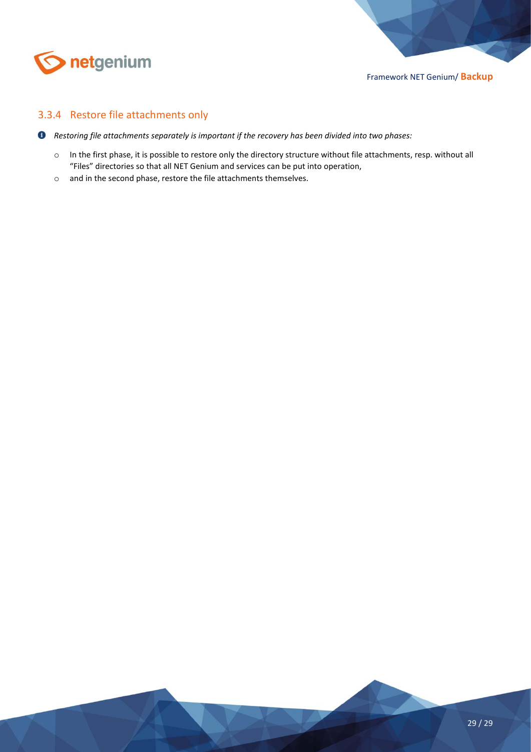### 3.3.4 Restore file attachments only

*Restoring file attachments separately is important if the recovery has been divided into two phases:*

- In the first phase, it is possible to restore only the directory structure without file attachments, resp. without all "Files" directories so that all NET Genium and services can be put into operation,
- and in the second phase, restore the file attachments themselves.